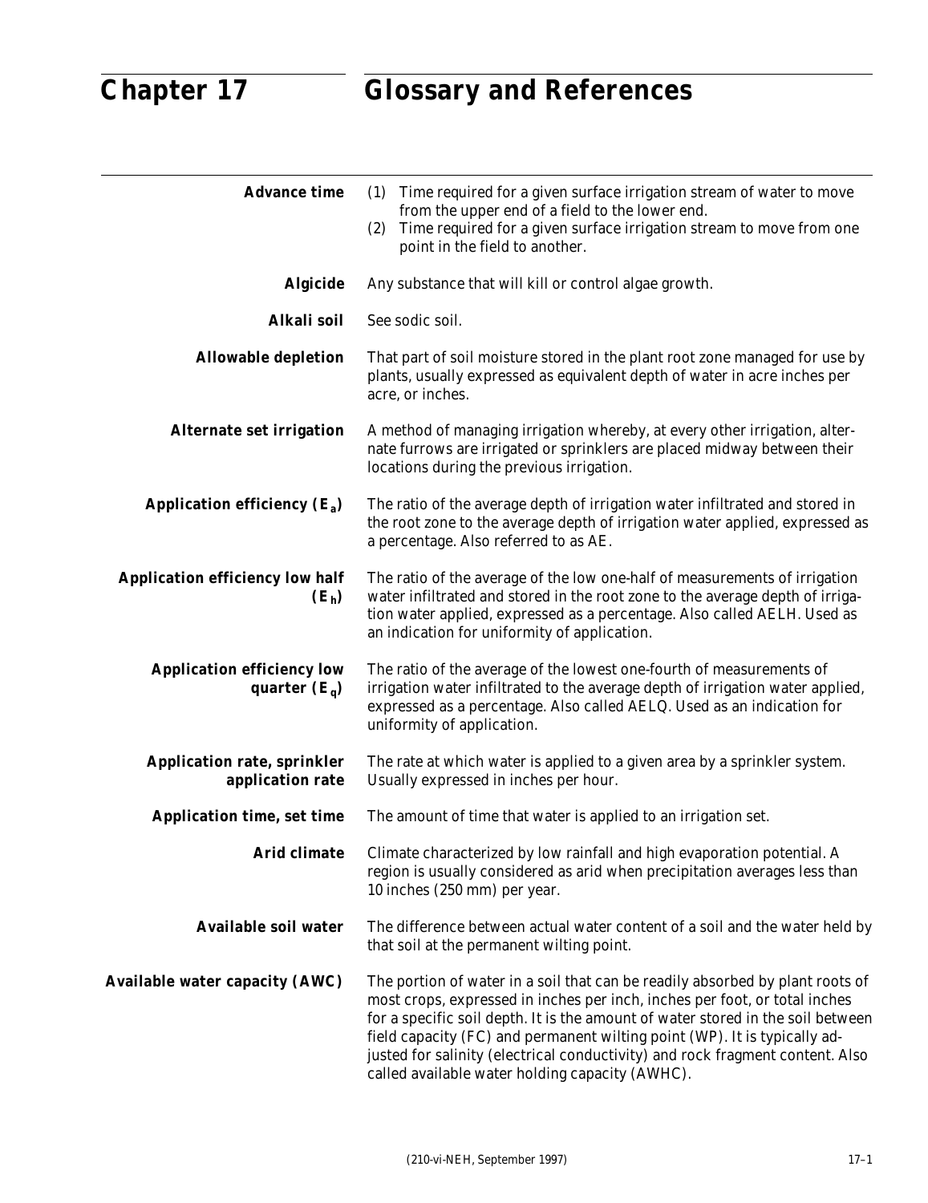# Chapter 17 Glossary and References

**Advance time**
(1) Time required for a given surface irrigation stream of water to move from the upper end of a field to the lower end.
(2) Time required for a given surface irrigation stream to move from one point in the field to another.

**Algicide**
Any substance that will kill or control algae growth.

**Alkali soil**
See sodic soil.

**Allowable depletion**
That part of soil moisture stored in the plant root zone managed for use by plants, usually expressed as equivalent depth of water in acre inches per acre, or inches.

**Alternate set irrigation**
A method of managing irrigation whereby, at every other irrigation, alternate furrows are irrigated or sprinklers are placed midway between their locations during the previous irrigation.

**Application efficiency ($E_a$)**
The ratio of the average depth of irrigation water infiltrated and stored in the root zone to the average depth of irrigation water applied, expressed as a percentage. Also referred to as AE.

**Application efficiency low half ($E_h$)**
The ratio of the average of the low one-half of measurements of irrigation water infiltrated and stored in the root zone to the average depth of irrigation water applied, expressed as a percentage. Also called AELH. Used as an indication for uniformity of application.

**Application efficiency low quarter ($E_q$)**
The ratio of the average of the lowest one-fourth of measurements of irrigation water infiltrated to the average depth of irrigation water applied, expressed as a percentage. Also called AELQ. Used as an indication for uniformity of application.

**Application rate, sprinkler application rate**
The rate at which water is applied to a given area by a sprinkler system. Usually expressed in inches per hour.

**Application time, set time**
The amount of time that water is applied to an irrigation set.

**Arid climate**
Climate characterized by low rainfall and high evaporation potential. A region is usually considered as arid when precipitation averages less than 10 inches (250 mm) per year.

**Available soil water**
The difference between actual water content of a soil and the water held by that soil at the permanent wilting point.

**Available water capacity (AWC)**
The portion of water in a soil that can be readily absorbed by plant roots of most crops, expressed in inches per inch, inches per foot, or total inches for a specific soil depth. It is the amount of water stored in the soil between field capacity (FC) and permanent wilting point (WP). It is typically adjusted for salinity (electrical conductivity) and rock fragment content. Also called available water holding capacity (AWHC).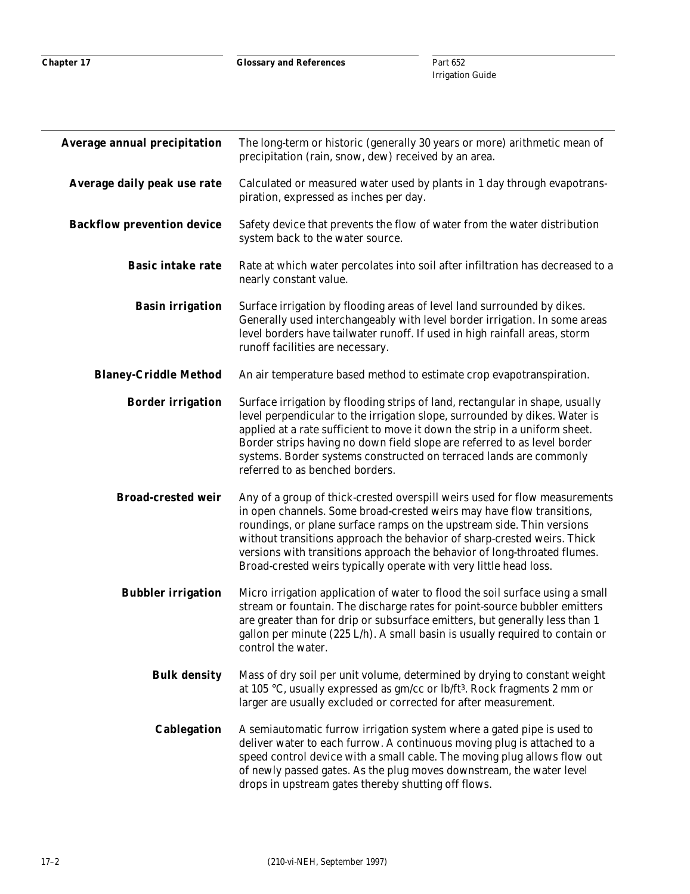**Average annual precipitation** The long-term or historic (generally 30 years or more) arithmetic mean of precipitation (rain, snow, dew) received by an area.

**Average daily peak use rate** Calculated or measured water used by plants in 1 day through evapotranspiration, expressed as inches per day.

**Backflow prevention device** Safety device that prevents the flow of water from the water distribution system back to the water source.

**Basic intake rate** Rate at which water percolates into soil after infiltration has decreased to a nearly constant value.

**Basin irrigation** Surface irrigation by flooding areas of level land surrounded by dikes. Generally used interchangeably with level border irrigation. In some areas level borders have tailwater runoff. If used in high rainfall areas, storm runoff facilities are necessary.

**Blaney-Criddle Method** An air temperature based method to estimate crop evapotranspiration.

**Border irrigation** Surface irrigation by flooding strips of land, rectangular in shape, usually level perpendicular to the irrigation slope, surrounded by dikes. Water is applied at a rate sufficient to move it down the strip in a uniform sheet. Border strips having no down field slope are referred to as level border systems. Border systems constructed on terraced lands are commonly referred to as benched borders.

**Broad-crested weir** Any of a group of thick-crested overspill weirs used for flow measurements in open channels. Some broad-crested weirs may have flow transitions, roundings, or plane surface ramps on the upstream side. Thin versions without transitions approach the behavior of sharp-crested weirs. Thick versions with transitions approach the behavior of long-throated flumes. Broad-crested weirs typically operate with very little head loss.

**Bubbler irrigation** Micro irrigation application of water to flood the soil surface using a small stream or fountain. The discharge rates for point-source bubbler emitters are greater than for drip or subsurface emitters, but generally less than 1 gallon per minute (225 L/h). A small basin is usually required to contain or control the water.

**Bulk density** Mass of dry soil per unit volume, determined by drying to constant weight at 105 °C, usually expressed as gm/cc or lb/ft$^3$. Rock fragments 2 mm or larger are usually excluded or corrected for after measurement.

**Cablegation** A semiautomatic furrow irrigation system where a gated pipe is used to deliver water to each furrow. A continuous moving plug is attached to a speed control device with a small cable. The moving plug allows flow out of newly passed gates. As the plug moves downstream, the water level drops in upstream gates thereby shutting off flows.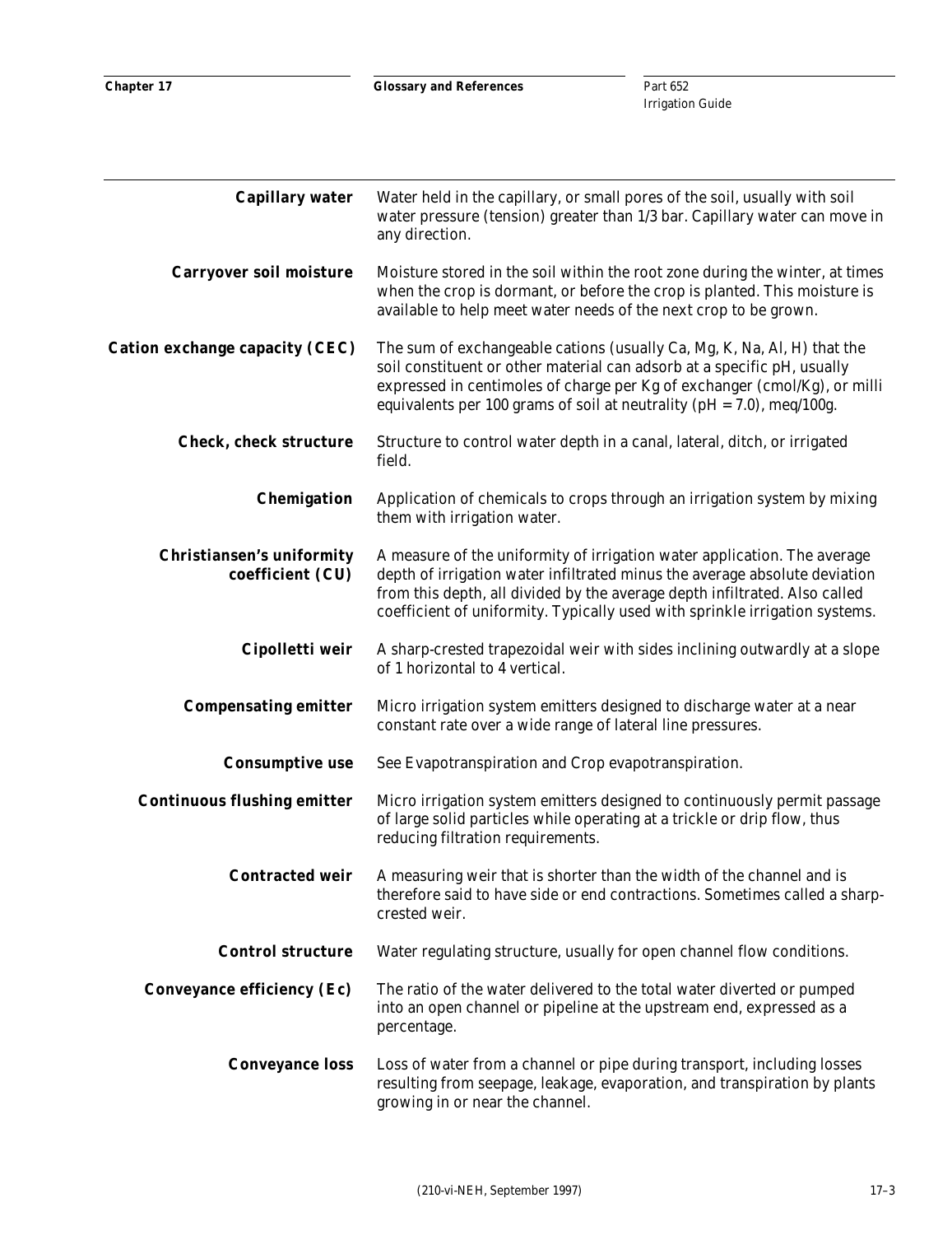**Capillary water** Water held in the capillary, or small pores of the soil, usually with soil water pressure (tension) greater than 1/3 bar. Capillary water can move in any direction.

**Carryover soil moisture** Moisture stored in the soil within the root zone during the winter, at times when the crop is dormant, or before the crop is planted. This moisture is available to help meet water needs of the next crop to be grown.

**Cation exchange capacity (CEC)** The sum of exchangeable cations (usually Ca, Mg, K, Na, Al, H) that the soil constituent or other material can adsorb at a specific pH, usually expressed in centimoles of charge per Kg of exchanger (cmol/Kg), or milli equivalents per 100 grams of soil at neutrality (pH = 7.0), meq/100g.

**Check, check structure** Structure to control water depth in a canal, lateral, ditch, or irrigated field.

**Chemigation** Application of chemicals to crops through an irrigation system by mixing them with irrigation water.

**Christiansen's uniformity coefficient (CU)** A measure of the uniformity of irrigation water application. The average depth of irrigation water infiltrated minus the average absolute deviation from this depth, all divided by the average depth infiltrated. Also called coefficient of uniformity. Typically used with sprinkle irrigation systems.

**Cipolletti weir** A sharp-crested trapezoidal weir with sides inclining outwardly at a slope of 1 horizontal to 4 vertical.

**Compensating emitter** Micro irrigation system emitters designed to discharge water at a near constant rate over a wide range of lateral line pressures.

**Consumptive use** See Evapotranspiration and Crop evapotranspiration.

**Continuous flushing emitter** Micro irrigation system emitters designed to continuously permit passage of large solid particles while operating at a trickle or drip flow, thus reducing filtration requirements.

**Contracted weir** A measuring weir that is shorter than the width of the channel and is therefore said to have side or end contractions. Sometimes called a sharp-crested weir.

**Control structure** Water regulating structure, usually for open channel flow conditions.

**Conveyance efficiency (Ec)** The ratio of the water delivered to the total water diverted or pumped into an open channel or pipeline at the upstream end, expressed as a percentage.

**Conveyance loss** Loss of water from a channel or pipe during transport, including losses resulting from seepage, leakage, evaporation, and transpiration by plants growing in or near the channel.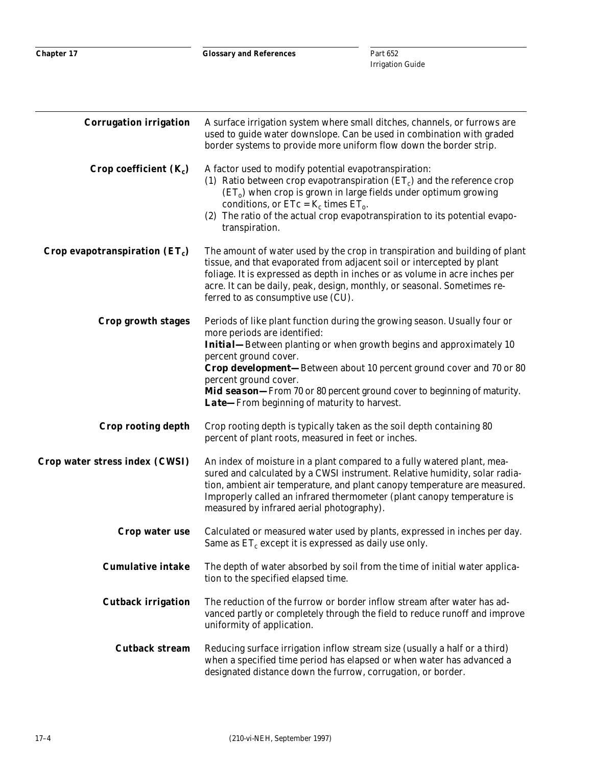**Corrugation irrigation** A surface irrigation system where small ditches, channels, or furrows are used to guide water downslope. Can be used in combination with graded border systems to provide more uniform flow down the border strip.

**Crop coefficient ($K_c$)** A factor used to modify potential evapotranspiration:
(1) Ratio between crop evapotranspiration ($ET_c$) and the reference crop ($ET_o$) when crop is grown in large fields under optimum growing conditions, or $ETc = K_c$ times $ET_o$.
(2) The ratio of the actual crop evapotranspiration to its potential evapotranspiration.

**Crop evapotranspiration ($ET_c$)** The amount of water used by the crop in transpiration and building of plant tissue, and that evaporated from adjacent soil or intercepted by plant foliage. It is expressed as depth in inches or as volume in acre inches per acre. It can be daily, peak, design, monthly, or seasonal. Sometimes referred to as consumptive use (CU).

**Crop growth stages** Periods of like plant function during the growing season. Usually four or more periods are identified:
**Initial—**Between planting or when growth begins and approximately 10 percent ground cover.
**Crop development—**Between about 10 percent ground cover and 70 or 80 percent ground cover.
**Mid season—**From 70 or 80 percent ground cover to beginning of maturity.
**Late—**From beginning of maturity to harvest.

**Crop rooting depth** Crop rooting depth is typically taken as the soil depth containing 80 percent of plant roots, measured in feet or inches.

**Crop water stress index (CWSI)** An index of moisture in a plant compared to a fully watered plant, measured and calculated by a CWSI instrument. Relative humidity, solar radiation, ambient air temperature, and plant canopy temperature are measured. Improperly called an infrared thermometer (plant canopy temperature is measured by infrared aerial photography).

**Crop water use** Calculated or measured water used by plants, expressed in inches per day. Same as $ET_c$ except it is expressed as daily use only.

**Cumulative intake** The depth of water absorbed by soil from the time of initial water application to the specified elapsed time.

**Cutback irrigation** The reduction of the furrow or border inflow stream after water has advanced partly or completely through the field to reduce runoff and improve uniformity of application.

**Cutback stream** Reducing surface irrigation inflow stream size (usually a half or a third) when a specified time period has elapsed or when water has advanced a designated distance down the furrow, corrugation, or border.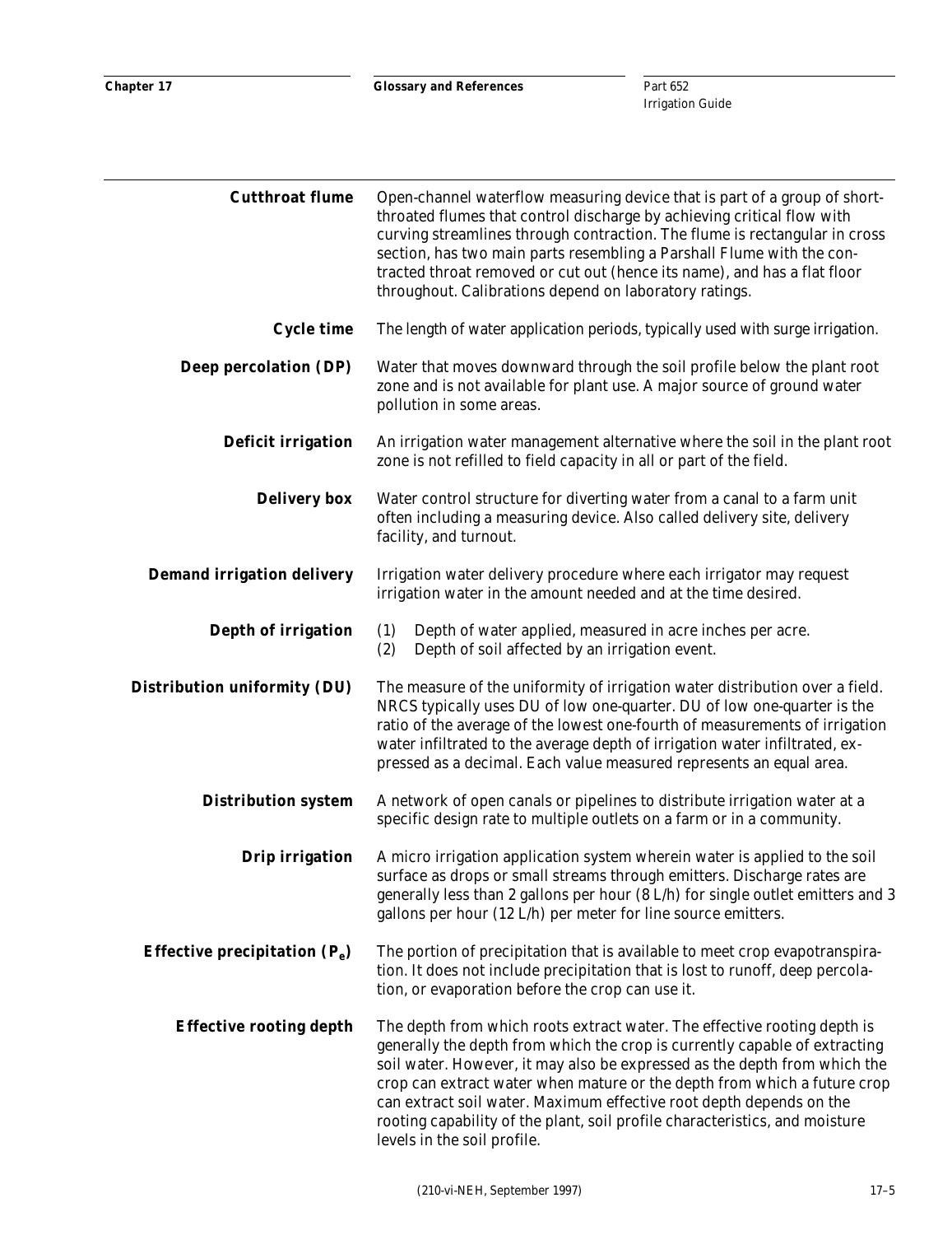**Cutthroat flume** Open-channel waterflow measuring device that is part of a group of short-throated flumes that control discharge by achieving critical flow with curving streamlines through contraction. The flume is rectangular in cross section, has two main parts resembling a Parshall Flume with the contracted throat removed or cut out (hence its name), and has a flat floor throughout. Calibrations depend on laboratory ratings.

**Cycle time** The length of water application periods, typically used with surge irrigation.

**Deep percolation (DP)** Water that moves downward through the soil profile below the plant root zone and is not available for plant use. A major source of ground water pollution in some areas.

**Deficit irrigation** An irrigation water management alternative where the soil in the plant root zone is not refilled to field capacity in all or part of the field.

**Delivery box** Water control structure for diverting water from a canal to a farm unit often including a measuring device. Also called delivery site, delivery facility, and turnout.

**Demand irrigation delivery** Irrigation water delivery procedure where each irrigator may request irrigation water in the amount needed and at the time desired.

**Depth of irrigation**
(1) Depth of water applied, measured in acre inches per acre.
(2) Depth of soil affected by an irrigation event.

**Distribution uniformity (DU)** The measure of the uniformity of irrigation water distribution over a field. NRCS typically uses DU of low one-quarter. DU of low one-quarter is the ratio of the average of the lowest one-fourth of measurements of irrigation water infiltrated to the average depth of irrigation water infiltrated, expressed as a decimal. Each value measured represents an equal area.

**Distribution system** A network of open canals or pipelines to distribute irrigation water at a specific design rate to multiple outlets on a farm or in a community.

**Drip irrigation** A micro irrigation application system wherein water is applied to the soil surface as drops or small streams through emitters. Discharge rates are generally less than 2 gallons per hour (8 L/h) for single outlet emitters and 3 gallons per hour (12 L/h) per meter for line source emitters.

**Effective precipitation ($P_e$)** The portion of precipitation that is available to meet crop evapotranspiration. It does not include precipitation that is lost to runoff, deep percolation, or evaporation before the crop can use it.

**Effective rooting depth** The depth from which roots extract water. The effective rooting depth is generally the depth from which the crop is currently capable of extracting soil water. However, it may also be expressed as the depth from which the crop can extract water when mature or the depth from which a future crop can extract soil water. Maximum effective root depth depends on the rooting capability of the plant, soil profile characteristics, and moisture levels in the soil profile.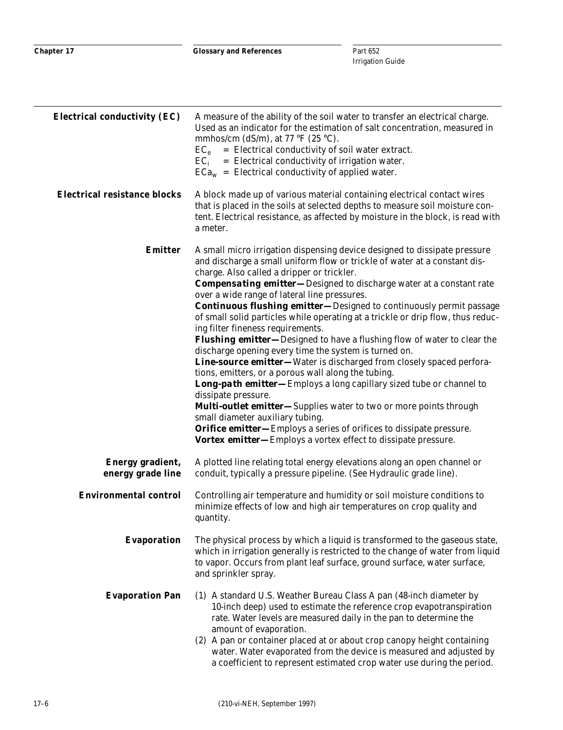**Electrical conductivity (EC)** — A measure of the ability of the soil water to transfer an electrical charge. Used as an indicator for the estimation of salt concentration, measured in mmhos/cm (dS/m), at 77 °F (25 °C).
$EC_e$ = Electrical conductivity of soil water extract.
$EC_i$ = Electrical conductivity of irrigation water.
$ECa_w$ = Electrical conductivity of applied water.

**Electrical resistance blocks** — A block made up of various material containing electrical contact wires that is placed in the soils at selected depths to measure soil moisture content. Electrical resistance, as affected by moisture in the block, is read with a meter.

**Emitter** — A small micro irrigation dispensing device designed to dissipate pressure and discharge a small uniform flow or trickle of water at a constant discharge. Also called a dripper or trickler.
***Compensating emitter***—Designed to discharge water at a constant rate over a wide range of lateral line pressures.
***Continuous flushing emitter***—Designed to continuously permit passage of small solid particles while operating at a trickle or drip flow, thus reducing filter fineness requirements.
***Flushing emitter***—Designed to have a flushing flow of water to clear the discharge opening every time the system is turned on.
***Line-source emitter***—Water is discharged from closely spaced perforations, emitters, or a porous wall along the tubing.
***Long-path emitter***—Employs a long capillary sized tube or channel to dissipate pressure.
***Multi-outlet emitter***—Supplies water to two or more points through small diameter auxiliary tubing.
***Orifice emitter***—Employs a series of orifices to dissipate pressure.
***Vortex emitter***—Employs a vortex effect to dissipate pressure.

**Energy gradient, energy grade line** — A plotted line relating total energy elevations along an open channel or conduit, typically a pressure pipeline. (See Hydraulic grade line).

**Environmental control** — Controlling air temperature and humidity or soil moisture conditions to minimize effects of low and high air temperatures on crop quality and quantity.

**Evaporation** — The physical process by which a liquid is transformed to the gaseous state, which in irrigation generally is restricted to the change of water from liquid to vapor. Occurs from plant leaf surface, ground surface, water surface, and sprinkler spray.

**Evaporation Pan**
(1) A standard U.S. Weather Bureau Class A pan (48-inch diameter by 10-inch deep) used to estimate the reference crop evapotranspiration rate. Water levels are measured daily in the pan to determine the amount of evaporation.
(2) A pan or container placed at or about crop canopy height containing water. Water evaporated from the device is measured and adjusted by a coefficient to represent estimated crop water use during the period.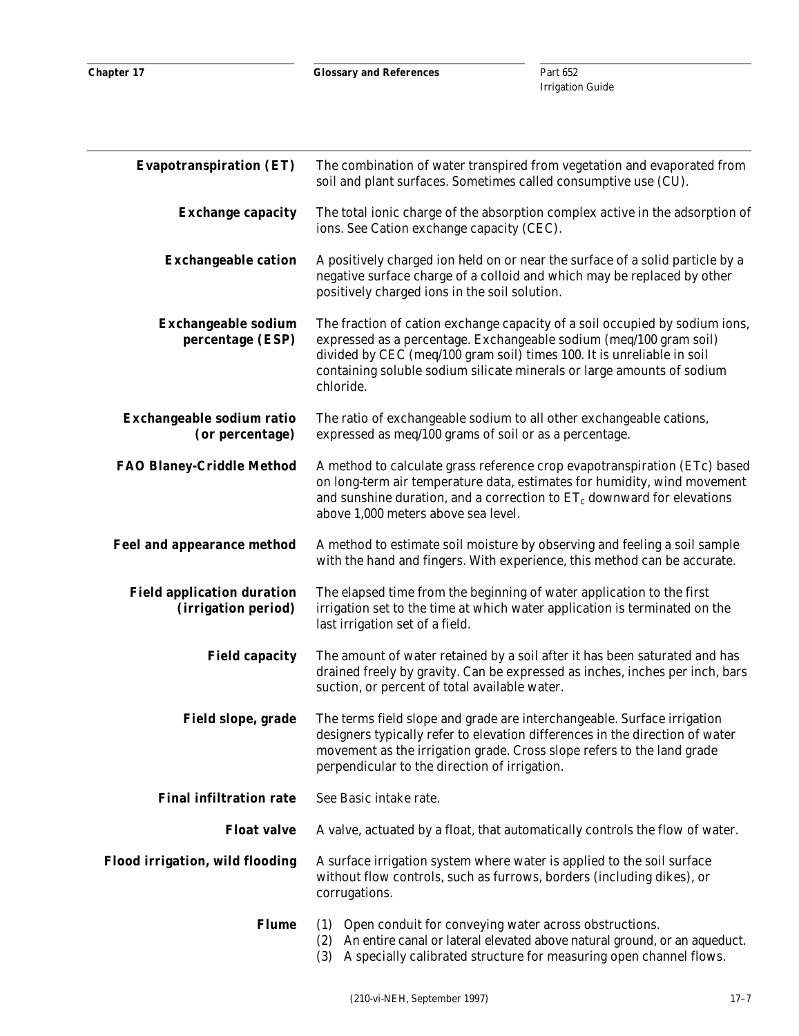**Evapotranspiration (ET)** The combination of water transpired from vegetation and evaporated from soil and plant surfaces. Sometimes called consumptive use (CU).

**Exchange capacity** The total ionic charge of the absorption complex active in the adsorption of ions. See Cation exchange capacity (CEC).

**Exchangeable cation** A positively charged ion held on or near the surface of a solid particle by a negative surface charge of a colloid and which may be replaced by other positively charged ions in the soil solution.

**Exchangeable sodium percentage (ESP)** The fraction of cation exchange capacity of a soil occupied by sodium ions, expressed as a percentage. Exchangeable sodium (meq/100 gram soil) divided by CEC (meq/100 gram soil) times 100. It is unreliable in soil containing soluble sodium silicate minerals or large amounts of sodium chloride.

**Exchangeable sodium ratio (or percentage)** The ratio of exchangeable sodium to all other exchangeable cations, expressed as meq/100 grams of soil or as a percentage.

**FAO Blaney-Criddle Method** A method to calculate grass reference crop evapotranspiration (ETc) based on long-term air temperature data, estimates for humidity, wind movement and sunshine duration, and a correction to $ET_c$ downward for elevations above 1,000 meters above sea level.

**Feel and appearance method** A method to estimate soil moisture by observing and feeling a soil sample with the hand and fingers. With experience, this method can be accurate.

**Field application duration (irrigation period)** The elapsed time from the beginning of water application to the first irrigation set to the time at which water application is terminated on the last irrigation set of a field.

**Field capacity** The amount of water retained by a soil after it has been saturated and has drained freely by gravity. Can be expressed as inches, inches per inch, bars suction, or percent of total available water.

**Field slope, grade** The terms field slope and grade are interchangeable. Surface irrigation designers typically refer to elevation differences in the direction of water movement as the irrigation grade. Cross slope refers to the land grade perpendicular to the direction of irrigation.

**Final infiltration rate** See Basic intake rate.

**Float valve** A valve, actuated by a float, that automatically controls the flow of water.

**Flood irrigation, wild flooding** A surface irrigation system where water is applied to the soil surface without flow controls, such as furrows, borders (including dikes), or corrugations.

**Flume**
(1) Open conduit for conveying water across obstructions.
(2) An entire canal or lateral elevated above natural ground, or an aqueduct.
(3) A specially calibrated structure for measuring open channel flows.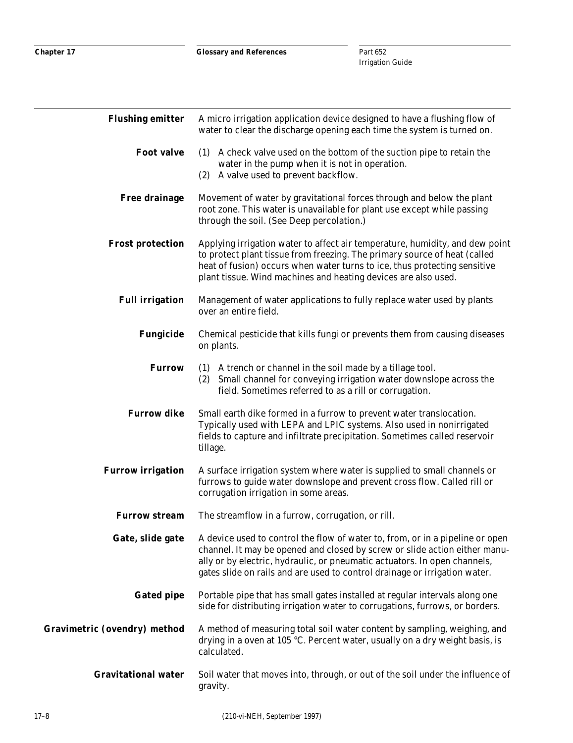**Flushing emitter** A micro irrigation application device designed to have a flushing flow of water to clear the discharge opening each time the system is turned on.

**Foot valve**
(1) A check valve used on the bottom of the suction pipe to retain the water in the pump when it is not in operation.
(2) A valve used to prevent backflow.

**Free drainage** Movement of water by gravitational forces through and below the plant root zone. This water is unavailable for plant use except while passing through the soil. (See Deep percolation.)

**Frost protection** Applying irrigation water to affect air temperature, humidity, and dew point to protect plant tissue from freezing. The primary source of heat (called heat of fusion) occurs when water turns to ice, thus protecting sensitive plant tissue. Wind machines and heating devices are also used.

**Full irrigation** Management of water applications to fully replace water used by plants over an entire field.

**Fungicide** Chemical pesticide that kills fungi or prevents them from causing diseases on plants.

**Furrow**
(1) A trench or channel in the soil made by a tillage tool.
(2) Small channel for conveying irrigation water downslope across the field. Sometimes referred to as a rill or corrugation.

**Furrow dike** Small earth dike formed in a furrow to prevent water translocation. Typically used with LEPA and LPIC systems. Also used in nonirrigated fields to capture and infiltrate precipitation. Sometimes called reservoir tillage.

**Furrow irrigation** A surface irrigation system where water is supplied to small channels or furrows to guide water downslope and prevent cross flow. Called rill or corrugation irrigation in some areas.

**Furrow stream** The streamflow in a furrow, corrugation, or rill.

**Gate, slide gate** A device used to control the flow of water to, from, or in a pipeline or open channel. It may be opened and closed by screw or slide action either manually or by electric, hydraulic, or pneumatic actuators. In open channels, gates slide on rails and are used to control drainage or irrigation water.

**Gated pipe** Portable pipe that has small gates installed at regular intervals along one side for distributing irrigation water to corrugations, furrows, or borders.

**Gravimetric (ovendry) method** A method of measuring total soil water content by sampling, weighing, and drying in a oven at 105 °C. Percent water, usually on a dry weight basis, is calculated.

**Gravitational water** Soil water that moves into, through, or out of the soil under the influence of gravity.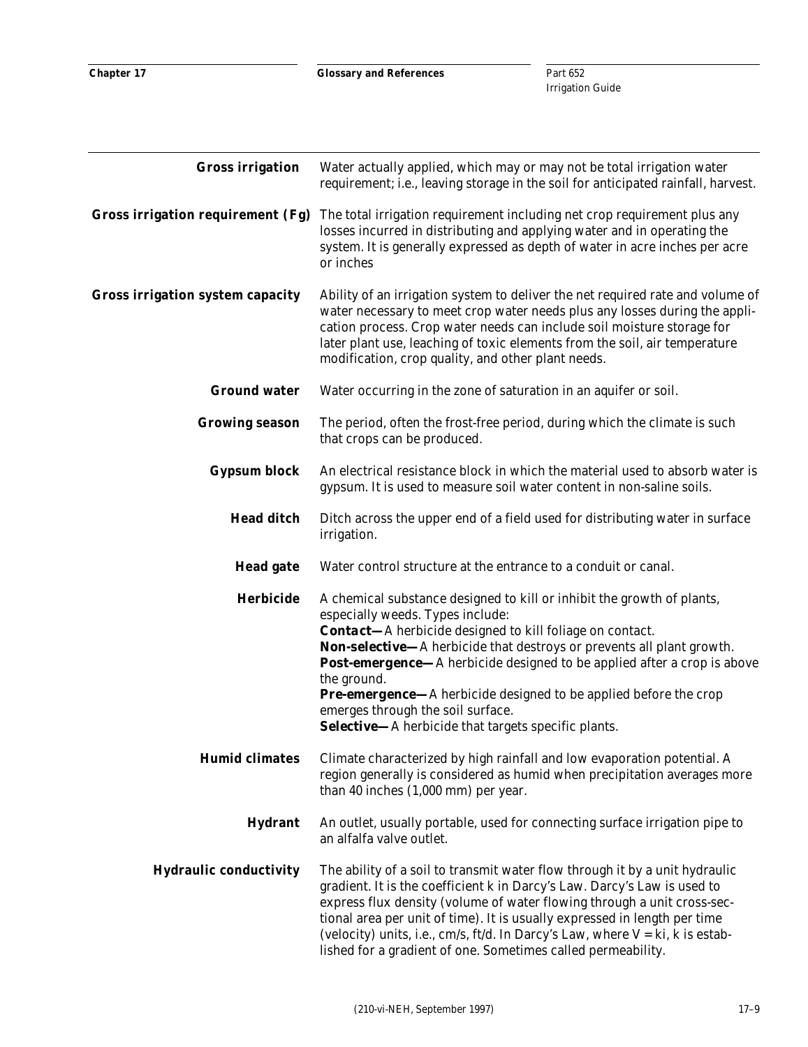**Gross irrigation** Water actually applied, which may or may not be total irrigation water requirement; i.e., leaving storage in the soil for anticipated rainfall, harvest.

**Gross irrigation requirement (Fg)** The total irrigation requirement including net crop requirement plus any losses incurred in distributing and applying water and in operating the system. It is generally expressed as depth of water in acre inches per acre or inches

**Gross irrigation system capacity** Ability of an irrigation system to deliver the net required rate and volume of water necessary to meet crop water needs plus any losses during the application process. Crop water needs can include soil moisture storage for later plant use, leaching of toxic elements from the soil, air temperature modification, crop quality, and other plant needs.

**Ground water** Water occurring in the zone of saturation in an aquifer or soil.

**Growing season** The period, often the frost-free period, during which the climate is such that crops can be produced.

**Gypsum block** An electrical resistance block in which the material used to absorb water is gypsum. It is used to measure soil water content in non-saline soils.

**Head ditch** Ditch across the upper end of a field used for distributing water in surface irrigation.

**Head gate** Water control structure at the entrance to a conduit or canal.

**Herbicide** A chemical substance designed to kill or inhibit the growth of plants, especially weeds. Types include:
***Contact—*** A herbicide designed to kill foliage on contact.
***Non-selective—*** A herbicide that destroys or prevents all plant growth.
***Post-emergence—*** A herbicide designed to be applied after a crop is above the ground.
***Pre-emergence—*** A herbicide designed to be applied before the crop emerges through the soil surface.
***Selective—*** A herbicide that targets specific plants.

**Humid climates** Climate characterized by high rainfall and low evaporation potential. A region generally is considered as humid when precipitation averages more than 40 inches (1,000 mm) per year.

**Hydrant** An outlet, usually portable, used for connecting surface irrigation pipe to an alfalfa valve outlet.

**Hydraulic conductivity** The ability of a soil to transmit water flow through it by a unit hydraulic gradient. It is the coefficient k in Darcy's Law. Darcy's Law is used to express flux density (volume of water flowing through a unit cross-sectional area per unit of time). It is usually expressed in length per time (velocity) units, i.e., cm/s, ft/d. In Darcy's Law, where $V = ki$, k is established for a gradient of one. Sometimes called permeability.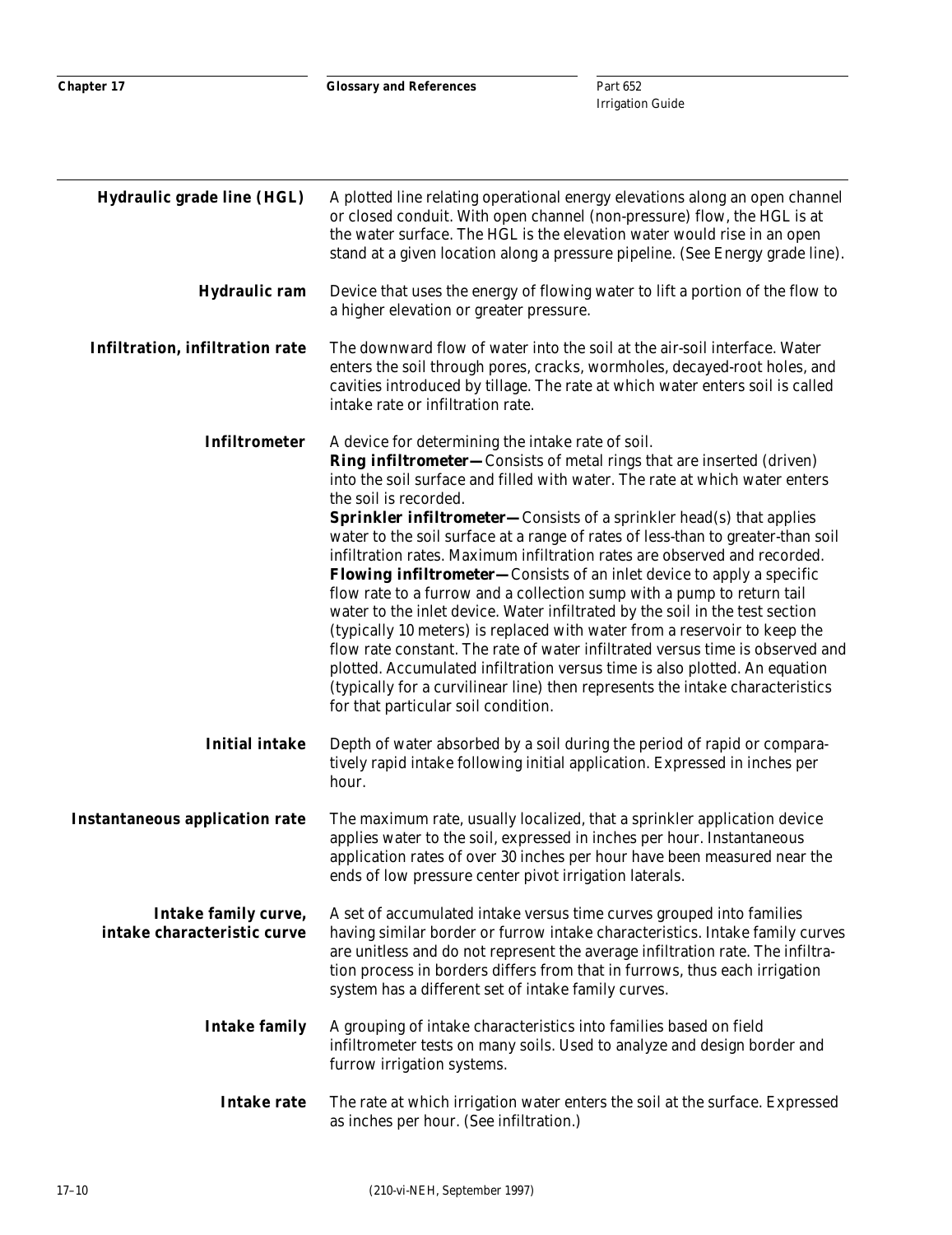**Hydraulic grade line (HGL)** A plotted line relating operational energy elevations along an open channel or closed conduit. With open channel (non-pressure) flow, the HGL is at the water surface. The HGL is the elevation water would rise in an open stand at a given location along a pressure pipeline. (See Energy grade line).

**Hydraulic ram** Device that uses the energy of flowing water to lift a portion of the flow to a higher elevation or greater pressure.

**Infiltration, infiltration rate** The downward flow of water into the soil at the air-soil interface. Water enters the soil through pores, cracks, wormholes, decayed-root holes, and cavities introduced by tillage. The rate at which water enters soil is called intake rate or infiltration rate.

**Infiltrometer** A device for determining the intake rate of soil.
**Ring infiltrometer—** Consists of metal rings that are inserted (driven) into the soil surface and filled with water. The rate at which water enters the soil is recorded.
**Sprinkler infiltrometer—** Consists of a sprinkler head(s) that applies water to the soil surface at a range of rates of less-than to greater-than soil infiltration rates. Maximum infiltration rates are observed and recorded.
**Flowing infiltrometer—** Consists of an inlet device to apply a specific flow rate to a furrow and a collection sump with a pump to return tail water to the inlet device. Water infiltrated by the soil in the test section (typically 10 meters) is replaced with water from a reservoir to keep the flow rate constant. The rate of water infiltrated versus time is observed and plotted. Accumulated infiltration versus time is also plotted. An equation (typically for a curvilinear line) then represents the intake characteristics for that particular soil condition.

**Initial intake** Depth of water absorbed by a soil during the period of rapid or comparatively rapid intake following initial application. Expressed in inches per hour.

**Instantaneous application rate** The maximum rate, usually localized, that a sprinkler application device applies water to the soil, expressed in inches per hour. Instantaneous application rates of over 30 inches per hour have been measured near the ends of low pressure center pivot irrigation laterals.

**Intake family curve, intake characteristic curve** A set of accumulated intake versus time curves grouped into families having similar border or furrow intake characteristics. Intake family curves are unitless and do not represent the average infiltration rate. The infiltration process in borders differs from that in furrows, thus each irrigation system has a different set of intake family curves.

**Intake family** A grouping of intake characteristics into families based on field infiltrometer tests on many soils. Used to analyze and design border and furrow irrigation systems.

**Intake rate** The rate at which irrigation water enters the soil at the surface. Expressed as inches per hour. (See infiltration.)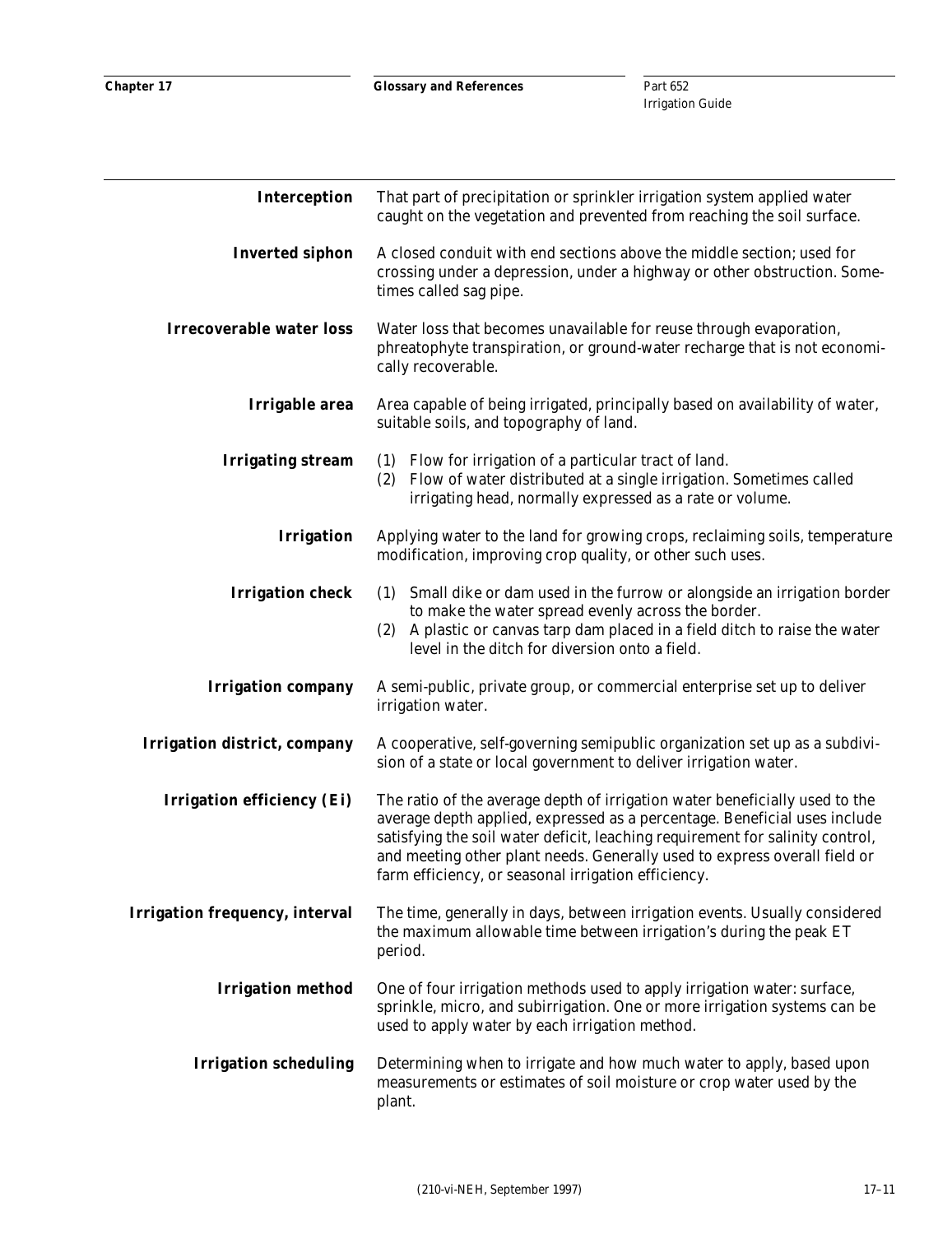**Interception** That part of precipitation or sprinkler irrigation system applied water caught on the vegetation and prevented from reaching the soil surface.

**Inverted siphon** A closed conduit with end sections above the middle section; used for crossing under a depression, under a highway or other obstruction. Sometimes called sag pipe.

**Irrecoverable water loss** Water loss that becomes unavailable for reuse through evaporation, phreatophyte transpiration, or ground-water recharge that is not economically recoverable.

**Irrigable area** Area capable of being irrigated, principally based on availability of water, suitable soils, and topography of land.

**Irrigating stream**
(1) Flow for irrigation of a particular tract of land.
(2) Flow of water distributed at a single irrigation. Sometimes called irrigating head, normally expressed as a rate or volume.

**Irrigation** Applying water to the land for growing crops, reclaiming soils, temperature modification, improving crop quality, or other such uses.

**Irrigation check**
(1) Small dike or dam used in the furrow or alongside an irrigation border to make the water spread evenly across the border.
(2) A plastic or canvas tarp dam placed in a field ditch to raise the water level in the ditch for diversion onto a field.

**Irrigation company** A semi-public, private group, or commercial enterprise set up to deliver irrigation water.

**Irrigation district, company** A cooperative, self-governing semipublic organization set up as a subdivision of a state or local government to deliver irrigation water.

**Irrigation efficiency (Ei)** The ratio of the average depth of irrigation water beneficially used to the average depth applied, expressed as a percentage. Beneficial uses include satisfying the soil water deficit, leaching requirement for salinity control, and meeting other plant needs. Generally used to express overall field or farm efficiency, or seasonal irrigation efficiency.

**Irrigation frequency, interval** The time, generally in days, between irrigation events. Usually considered the maximum allowable time between irrigation's during the peak ET period.

**Irrigation method** One of four irrigation methods used to apply irrigation water: surface, sprinkle, micro, and subirrigation. One or more irrigation systems can be used to apply water by each irrigation method.

**Irrigation scheduling** Determining when to irrigate and how much water to apply, based upon measurements or estimates of soil moisture or crop water used by the plant.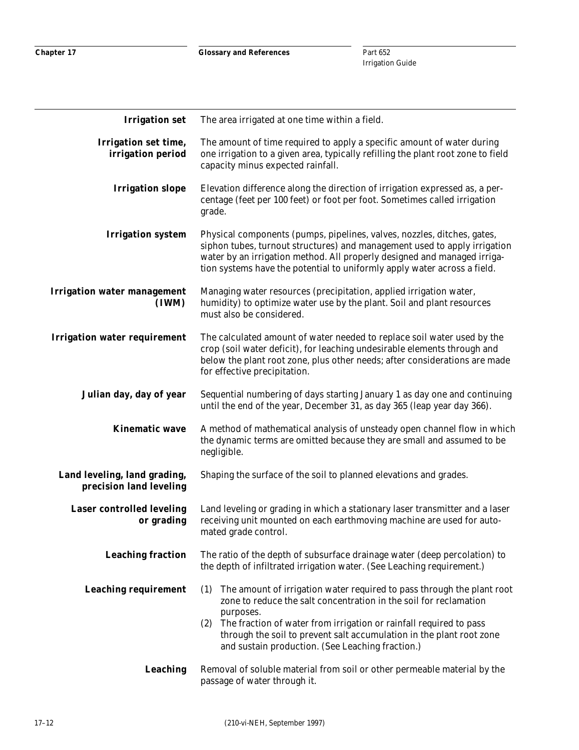**Irrigation set** The area irrigated at one time within a field.

**Irrigation set time, irrigation period** The amount of time required to apply a specific amount of water during one irrigation to a given area, typically refilling the plant root zone to field capacity minus expected rainfall.

**Irrigation slope** Elevation difference along the direction of irrigation expressed as, a percentage (feet per 100 feet) or foot per foot. Sometimes called irrigation grade.

**Irrigation system** Physical components (pumps, pipelines, valves, nozzles, ditches, gates, siphon tubes, turnout structures) and management used to apply irrigation water by an irrigation method. All properly designed and managed irrigation systems have the potential to uniformly apply water across a field.

**Irrigation water management (IWM)** Managing water resources (precipitation, applied irrigation water, humidity) to optimize water use by the plant. Soil and plant resources must also be considered.

**Irrigation water requirement** The calculated amount of water needed to replace soil water used by the crop (soil water deficit), for leaching undesirable elements through and below the plant root zone, plus other needs; after considerations are made for effective precipitation.

**Julian day, day of year** Sequential numbering of days starting January 1 as day one and continuing until the end of the year, December 31, as day 365 (leap year day 366).

**Kinematic wave** A method of mathematical analysis of unsteady open channel flow in which the dynamic terms are omitted because they are small and assumed to be negligible.

**Land leveling, land grading, precision land leveling** Shaping the surface of the soil to planned elevations and grades.

**Laser controlled leveling or grading** Land leveling or grading in which a stationary laser transmitter and a laser receiving unit mounted on each earthmoving machine are used for automated grade control.

**Leaching fraction** The ratio of the depth of subsurface drainage water (deep percolation) to the depth of infiltrated irrigation water. (See Leaching requirement.)

**Leaching requirement**

(1) The amount of irrigation water required to pass through the plant root zone to reduce the salt concentration in the soil for reclamation purposes.

(2) The fraction of water from irrigation or rainfall required to pass through the soil to prevent salt accumulation in the plant root zone and sustain production. (See Leaching fraction.)

**Leaching** Removal of soluble material from soil or other permeable material by the passage of water through it.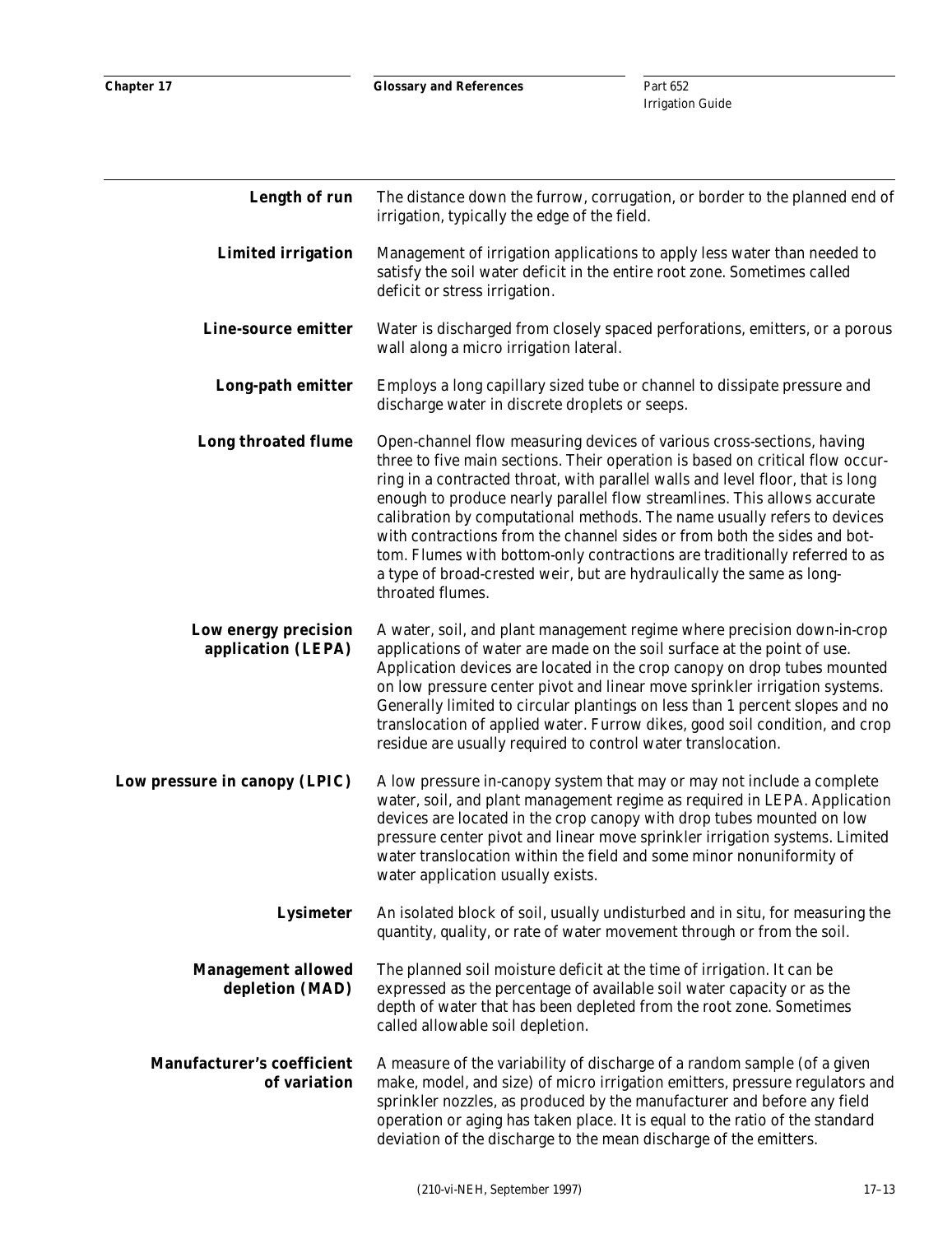**Length of run** The distance down the furrow, corrugation, or border to the planned end of irrigation, typically the edge of the field.

**Limited irrigation** Management of irrigation applications to apply less water than needed to satisfy the soil water deficit in the entire root zone. Sometimes called deficit or stress irrigation.

**Line-source emitter** Water is discharged from closely spaced perforations, emitters, or a porous wall along a micro irrigation lateral.

**Long-path emitter** Employs a long capillary sized tube or channel to dissipate pressure and discharge water in discrete droplets or seeps.

**Long throated flume** Open-channel flow measuring devices of various cross-sections, having three to five main sections. Their operation is based on critical flow occurring in a contracted throat, with parallel walls and level floor, that is long enough to produce nearly parallel flow streamlines. This allows accurate calibration by computational methods. The name usually refers to devices with contractions from the channel sides or from both the sides and bottom. Flumes with bottom-only contractions are traditionally referred to as a type of broad-crested weir, but are hydraulically the same as long-throated flumes.

**Low energy precision application (LEPA)** A water, soil, and plant management regime where precision down-in-crop applications of water are made on the soil surface at the point of use. Application devices are located in the crop canopy on drop tubes mounted on low pressure center pivot and linear move sprinkler irrigation systems. Generally limited to circular plantings on less than 1 percent slopes and no translocation of applied water. Furrow dikes, good soil condition, and crop residue are usually required to control water translocation.

**Low pressure in canopy (LPIC)** A low pressure in-canopy system that may or may not include a complete water, soil, and plant management regime as required in LEPA. Application devices are located in the crop canopy with drop tubes mounted on low pressure center pivot and linear move sprinkler irrigation systems. Limited water translocation within the field and some minor nonuniformity of water application usually exists.

**Lysimeter** An isolated block of soil, usually undisturbed and in situ, for measuring the quantity, quality, or rate of water movement through or from the soil.

**Management allowed depletion (MAD)** The planned soil moisture deficit at the time of irrigation. It can be expressed as the percentage of available soil water capacity or as the depth of water that has been depleted from the root zone. Sometimes called allowable soil depletion.

**Manufacturer's coefficient of variation** A measure of the variability of discharge of a random sample (of a given make, model, and size) of micro irrigation emitters, pressure regulators and sprinkler nozzles, as produced by the manufacturer and before any field operation or aging has taken place. It is equal to the ratio of the standard deviation of the discharge to the mean discharge of the emitters.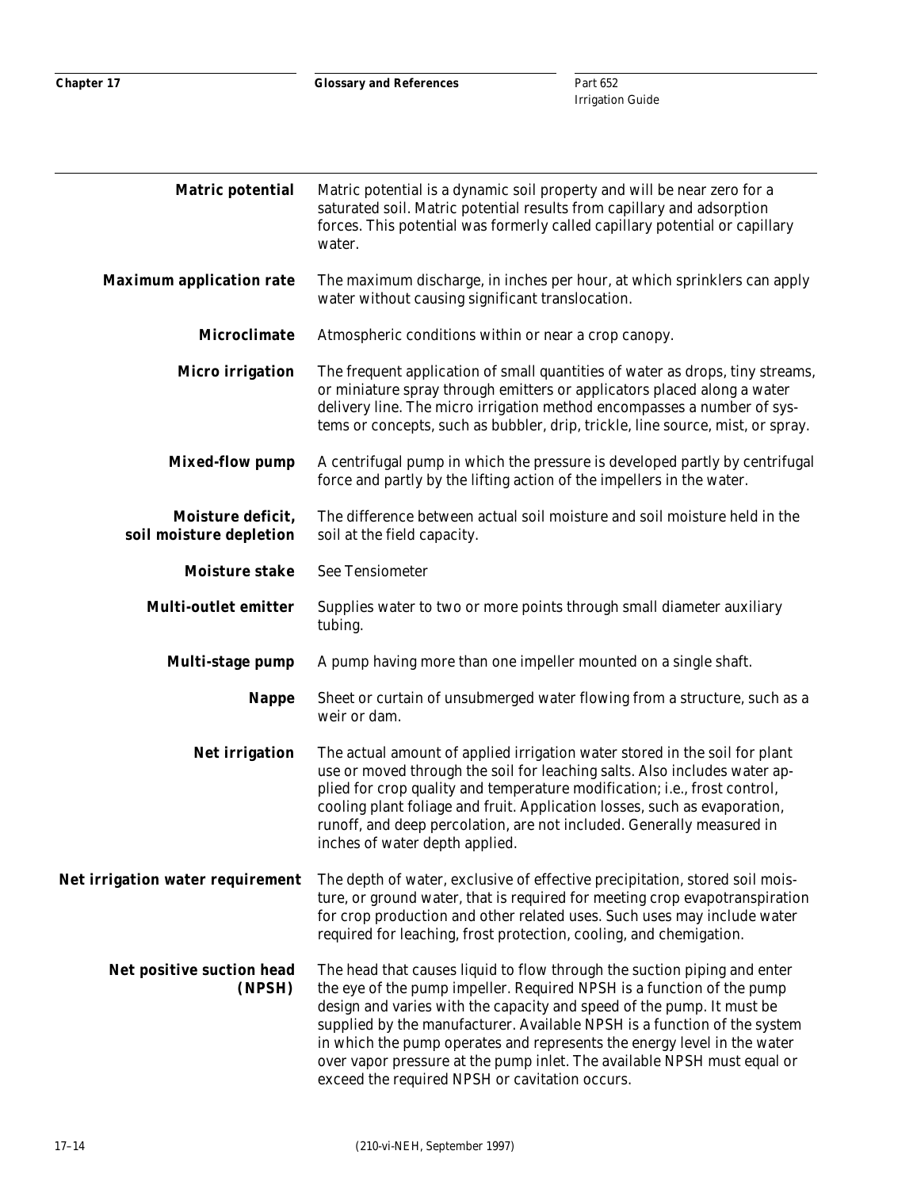**Matric potential** Matric potential is a dynamic soil property and will be near zero for a saturated soil. Matric potential results from capillary and adsorption forces. This potential was formerly called capillary potential or capillary water.

**Maximum application rate** The maximum discharge, in inches per hour, at which sprinklers can apply water without causing significant translocation.

**Microclimate** Atmospheric conditions within or near a crop canopy.

**Micro irrigation** The frequent application of small quantities of water as drops, tiny streams, or miniature spray through emitters or applicators placed along a water delivery line. The micro irrigation method encompasses a number of systems or concepts, such as bubbler, drip, trickle, line source, mist, or spray.

**Mixed-flow pump** A centrifugal pump in which the pressure is developed partly by centrifugal force and partly by the lifting action of the impellers in the water.

**Moisture deficit, soil moisture depletion** The difference between actual soil moisture and soil moisture held in the soil at the field capacity.

**Moisture stake** See Tensiometer

**Multi-outlet emitter** Supplies water to two or more points through small diameter auxiliary tubing.

**Multi-stage pump** A pump having more than one impeller mounted on a single shaft.

**Nappe** Sheet or curtain of unsubmerged water flowing from a structure, such as a weir or dam.

**Net irrigation** The actual amount of applied irrigation water stored in the soil for plant use or moved through the soil for leaching salts. Also includes water applied for crop quality and temperature modification; i.e., frost control, cooling plant foliage and fruit. Application losses, such as evaporation, runoff, and deep percolation, are not included. Generally measured in inches of water depth applied.

**Net irrigation water requirement** The depth of water, exclusive of effective precipitation, stored soil moisture, or ground water, that is required for meeting crop evapotranspiration for crop production and other related uses. Such uses may include water required for leaching, frost protection, cooling, and chemigation.

**Net positive suction head (NPSH)** The head that causes liquid to flow through the suction piping and enter the eye of the pump impeller. Required NPSH is a function of the pump design and varies with the capacity and speed of the pump. It must be supplied by the manufacturer. Available NPSH is a function of the system in which the pump operates and represents the energy level in the water over vapor pressure at the pump inlet. The available NPSH must equal or exceed the required NPSH or cavitation occurs.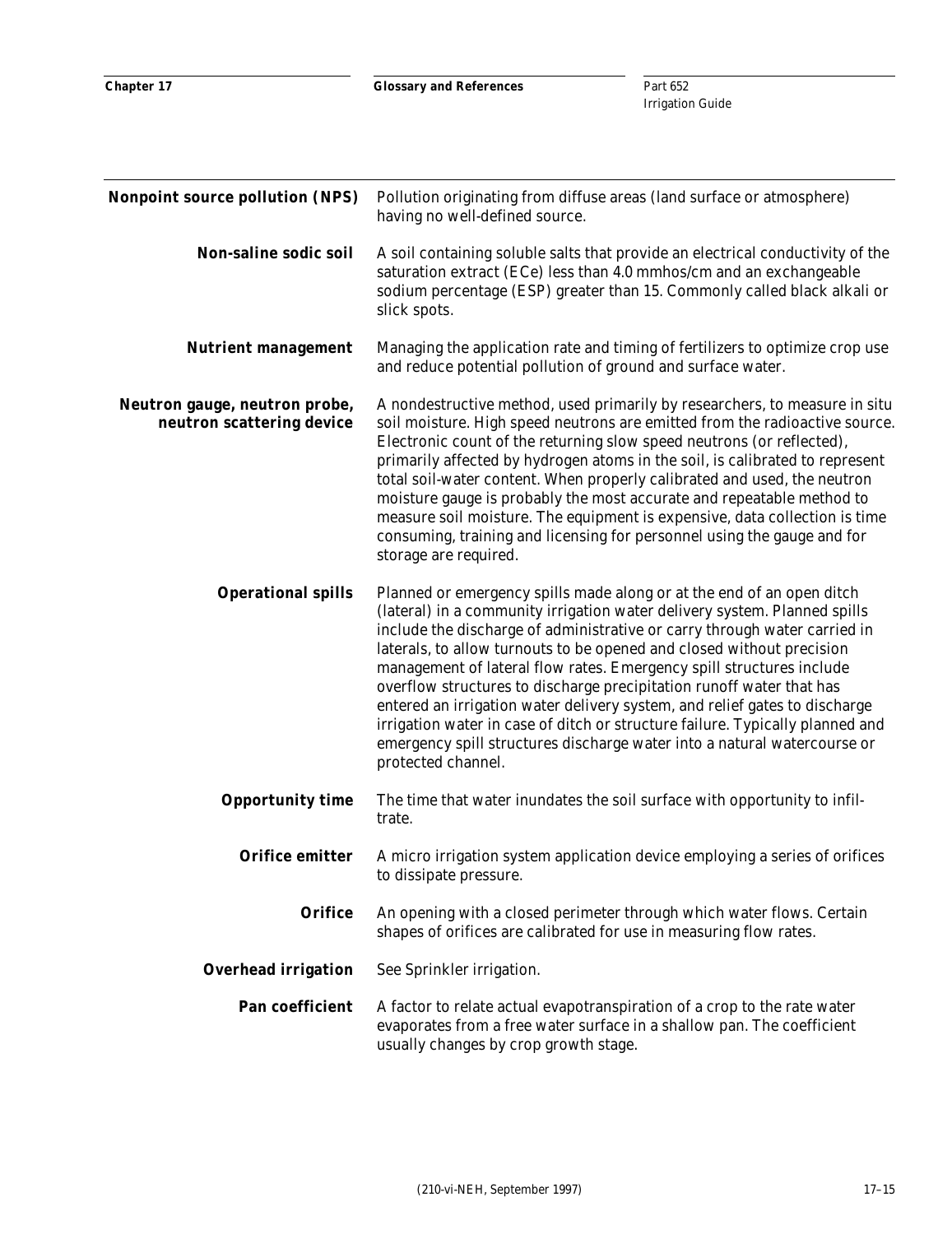**Nonpoint source pollution (NPS)** Pollution originating from diffuse areas (land surface or atmosphere) having no well-defined source.

**Non-saline sodic soil** A soil containing soluble salts that provide an electrical conductivity of the saturation extract (ECe) less than 4.0 mmhos/cm and an exchangeable sodium percentage (ESP) greater than 15. Commonly called black alkali or slick spots.

**Nutrient management** Managing the application rate and timing of fertilizers to optimize crop use and reduce potential pollution of ground and surface water.

**Neutron gauge, neutron probe, neutron scattering device** A nondestructive method, used primarily by researchers, to measure in situ soil moisture. High speed neutrons are emitted from the radioactive source. Electronic count of the returning slow speed neutrons (or reflected), primarily affected by hydrogen atoms in the soil, is calibrated to represent total soil-water content. When properly calibrated and used, the neutron moisture gauge is probably the most accurate and repeatable method to measure soil moisture. The equipment is expensive, data collection is time consuming, training and licensing for personnel using the gauge and for storage are required.

**Operational spills** Planned or emergency spills made along or at the end of an open ditch (lateral) in a community irrigation water delivery system. Planned spills include the discharge of administrative or carry through water carried in laterals, to allow turnouts to be opened and closed without precision management of lateral flow rates. Emergency spill structures include overflow structures to discharge precipitation runoff water that has entered an irrigation water delivery system, and relief gates to discharge irrigation water in case of ditch or structure failure. Typically planned and emergency spill structures discharge water into a natural watercourse or protected channel.

**Opportunity time** The time that water inundates the soil surface with opportunity to infiltrate.

**Orifice emitter** A micro irrigation system application device employing a series of orifices to dissipate pressure.

**Orifice** An opening with a closed perimeter through which water flows. Certain shapes of orifices are calibrated for use in measuring flow rates.

**Overhead irrigation** See Sprinkler irrigation.

**Pan coefficient** A factor to relate actual evapotranspiration of a crop to the rate water evaporates from a free water surface in a shallow pan. The coefficient usually changes by crop growth stage.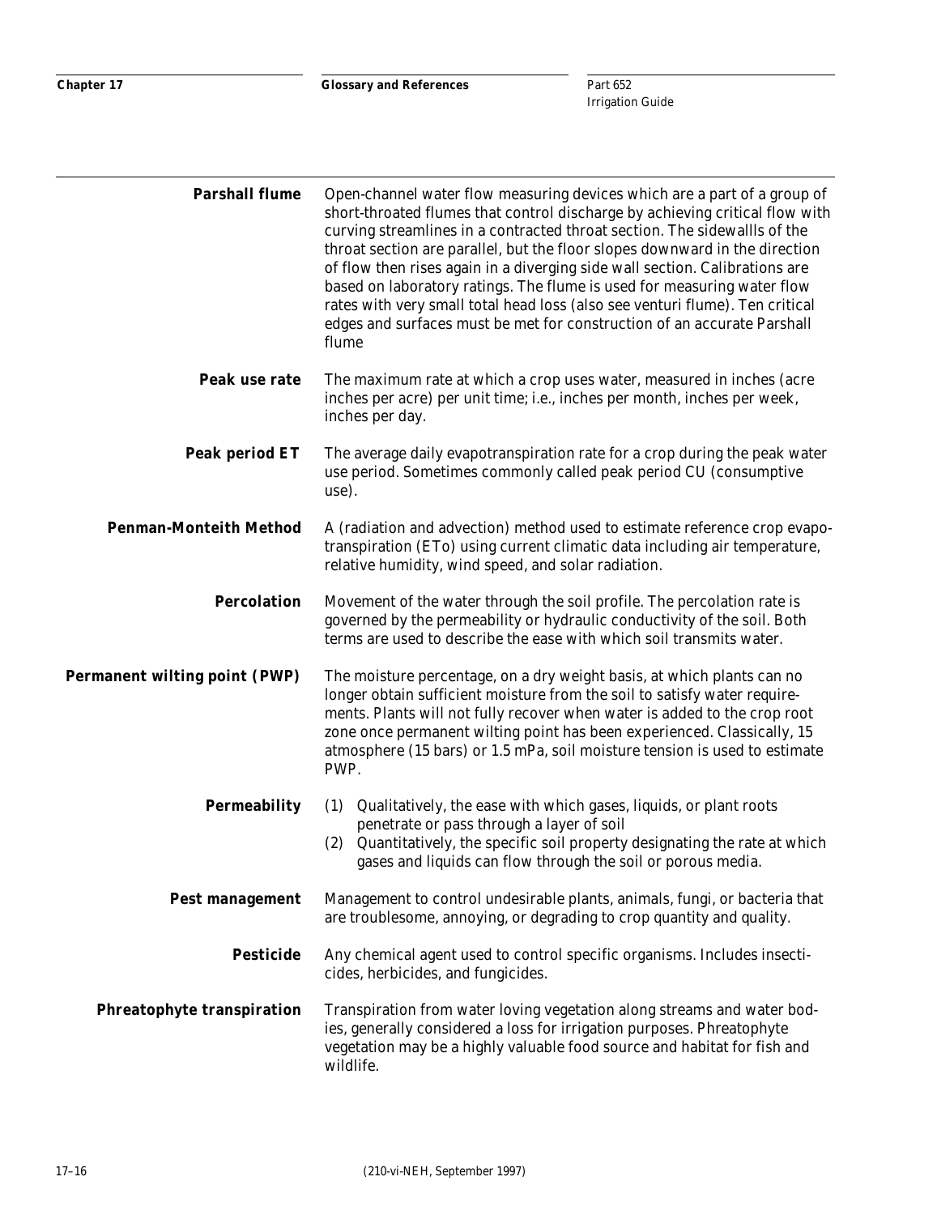**Parshall flume** Open-channel water flow measuring devices which are a part of a group of short-throated flumes that control discharge by achieving critical flow with curving streamlines in a contracted throat section. The sidewallls of the throat section are parallel, but the floor slopes downward in the direction of flow then rises again in a diverging side wall section. Calibrations are based on laboratory ratings. The flume is used for measuring water flow rates with very small total head loss (also see venturi flume). Ten critical edges and surfaces must be met for construction of an accurate Parshall flume

**Peak use rate** The maximum rate at which a crop uses water, measured in inches (acre inches per acre) per unit time; i.e., inches per month, inches per week, inches per day.

**Peak period ET** The average daily evapotranspiration rate for a crop during the peak water use period. Sometimes commonly called peak period CU (consumptive use).

**Penman-Monteith Method** A (radiation and advection) method used to estimate reference crop evapotranspiration (ETo) using current climatic data including air temperature, relative humidity, wind speed, and solar radiation.

**Percolation** Movement of the water through the soil profile. The percolation rate is governed by the permeability or hydraulic conductivity of the soil. Both terms are used to describe the ease with which soil transmits water.

**Permanent wilting point (PWP)** The moisture percentage, on a dry weight basis, at which plants can no longer obtain sufficient moisture from the soil to satisfy water requirements. Plants will not fully recover when water is added to the crop root zone once permanent wilting point has been experienced. Classically, 15 atmosphere (15 bars) or 1.5 mPa, soil moisture tension is used to estimate PWP.

**Permeability**
(1) Qualitatively, the ease with which gases, liquids, or plant roots penetrate or pass through a layer of soil
(2) Quantitatively, the specific soil property designating the rate at which gases and liquids can flow through the soil or porous media.

**Pest management** Management to control undesirable plants, animals, fungi, or bacteria that are troublesome, annoying, or degrading to crop quantity and quality.

**Pesticide** Any chemical agent used to control specific organisms. Includes insecticides, herbicides, and fungicides.

**Phreatophyte transpiration** Transpiration from water loving vegetation along streams and water bodies, generally considered a loss for irrigation purposes. Phreatophyte vegetation may be a highly valuable food source and habitat for fish and wildlife.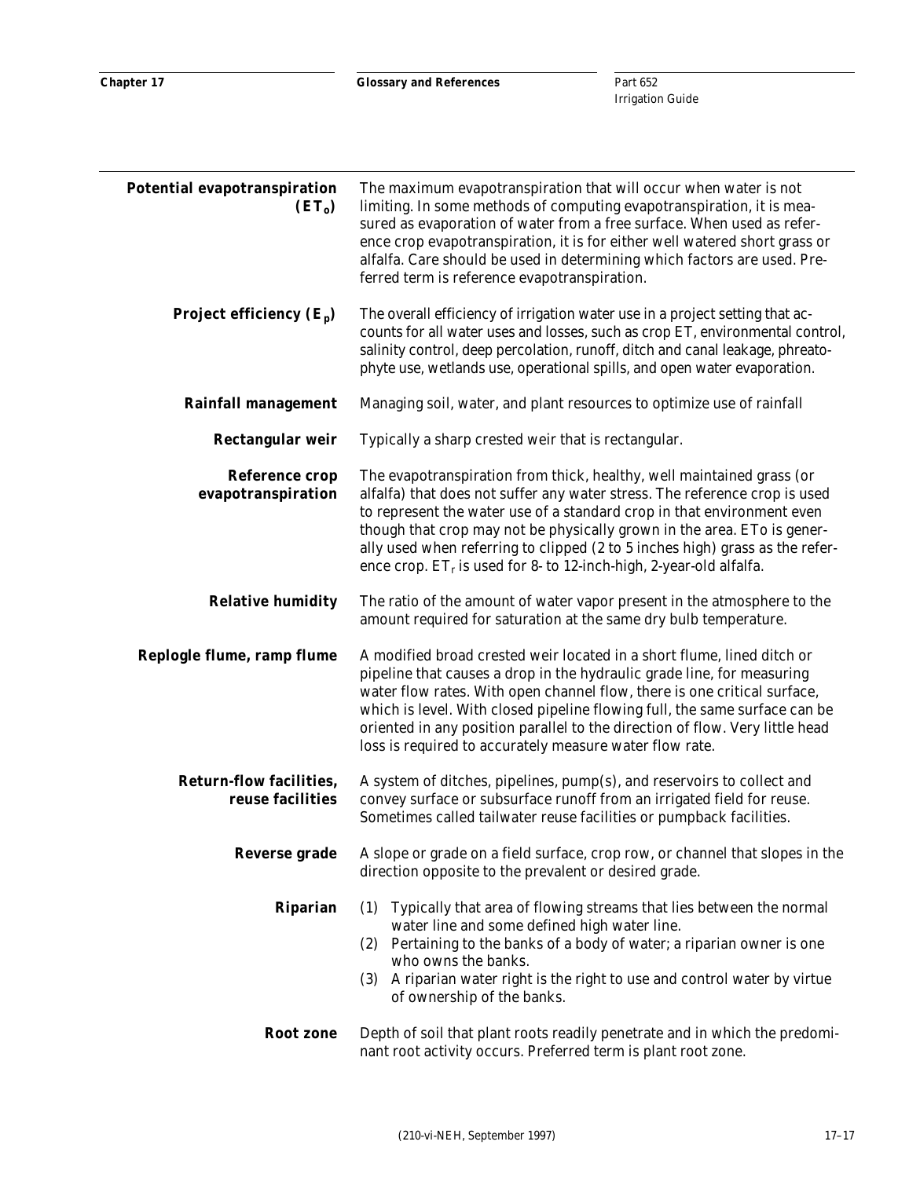**Potential evapotranspiration ($ET_o$)** The maximum evapotranspiration that will occur when water is not limiting. In some methods of computing evapotranspiration, it is measured as evaporation of water from a free surface. When used as reference crop evapotranspiration, it is for either well watered short grass or alfalfa. Care should be used in determining which factors are used. Preferred term is reference evapotranspiration.

**Project efficiency ($E_p$)** The overall efficiency of irrigation water use in a project setting that accounts for all water uses and losses, such as crop ET, environmental control, salinity control, deep percolation, runoff, ditch and canal leakage, phreatophyte use, wetlands use, operational spills, and open water evaporation.

**Rainfall management** Managing soil, water, and plant resources to optimize use of rainfall

**Rectangular weir** Typically a sharp crested weir that is rectangular.

**Reference crop evapotranspiration** The evapotranspiration from thick, healthy, well maintained grass (or alfalfa) that does not suffer any water stress. The reference crop is used to represent the water use of a standard crop in that environment even though that crop may not be physically grown in the area. ETo is generally used when referring to clipped (2 to 5 inches high) grass as the reference crop. $ET_r$ is used for 8- to 12-inch-high, 2-year-old alfalfa.

**Relative humidity** The ratio of the amount of water vapor present in the atmosphere to the amount required for saturation at the same dry bulb temperature.

**Replogle flume, ramp flume** A modified broad crested weir located in a short flume, lined ditch or pipeline that causes a drop in the hydraulic grade line, for measuring water flow rates. With open channel flow, there is one critical surface, which is level. With closed pipeline flowing full, the same surface can be oriented in any position parallel to the direction of flow. Very little head loss is required to accurately measure water flow rate.

**Return-flow facilities, reuse facilities** A system of ditches, pipelines, pump(s), and reservoirs to collect and convey surface or subsurface runoff from an irrigated field for reuse. Sometimes called tailwater reuse facilities or pumpback facilities.

**Reverse grade** A slope or grade on a field surface, crop row, or channel that slopes in the direction opposite to the prevalent or desired grade.

**Riparian**
1. Typically that area of flowing streams that lies between the normal water line and some defined high water line.
2. Pertaining to the banks of a body of water; a riparian owner is one who owns the banks.
3. A riparian water right is the right to use and control water by virtue of ownership of the banks.

**Root zone** Depth of soil that plant roots readily penetrate and in which the predominant root activity occurs. Preferred term is plant root zone.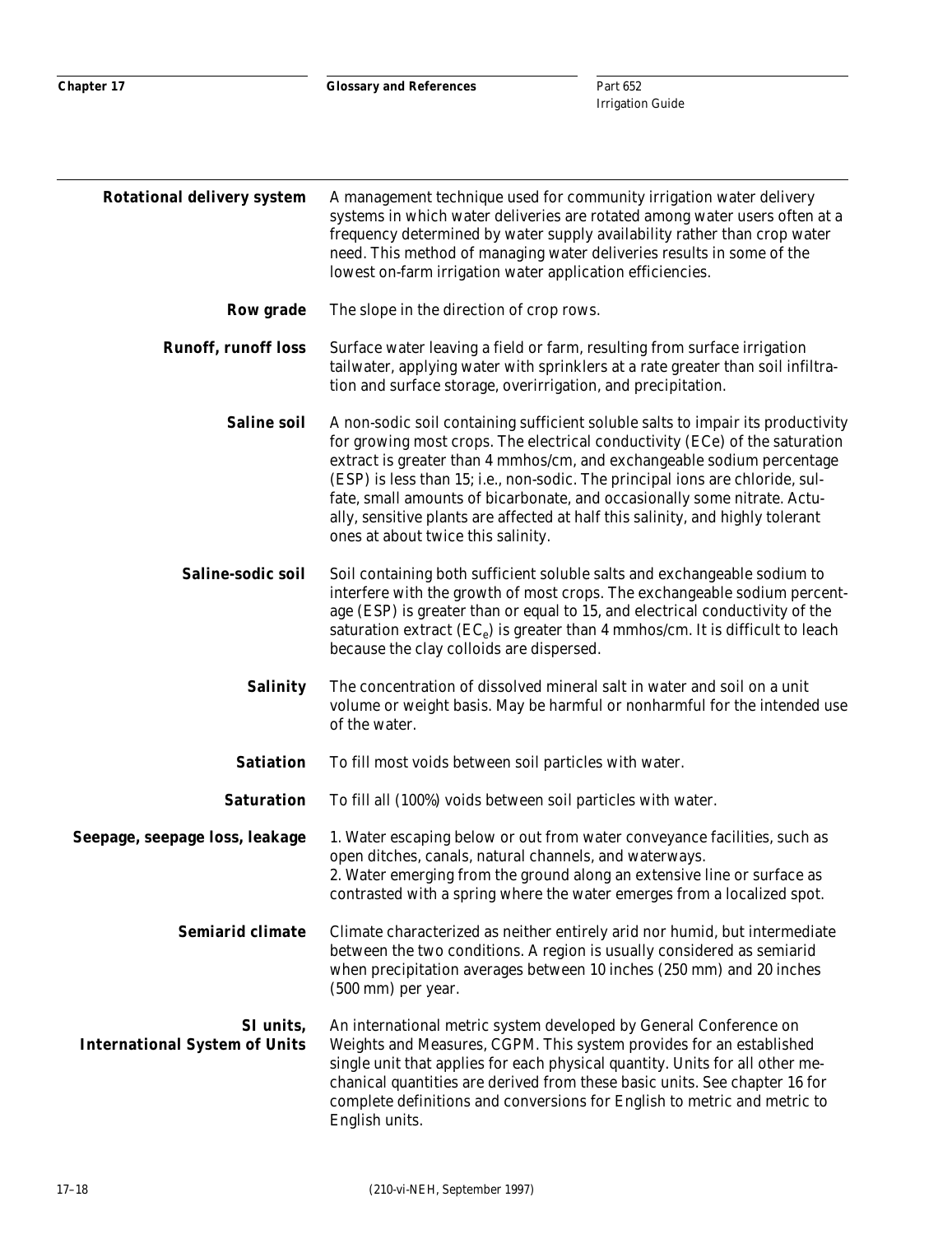**Rotational delivery system** A management technique used for community irrigation water delivery systems in which water deliveries are rotated among water users often at a frequency determined by water supply availability rather than crop water need. This method of managing water deliveries results in some of the lowest on-farm irrigation water application efficiencies.

**Row grade** The slope in the direction of crop rows.

**Runoff, runoff loss** Surface water leaving a field or farm, resulting from surface irrigation tailwater, applying water with sprinklers at a rate greater than soil infiltration and surface storage, overirrigation, and precipitation.

**Saline soil** A non-sodic soil containing sufficient soluble salts to impair its productivity for growing most crops. The electrical conductivity (ECe) of the saturation extract is greater than 4 mmhos/cm, and exchangeable sodium percentage (ESP) is less than 15; i.e., non-sodic. The principal ions are chloride, sulfate, small amounts of bicarbonate, and occasionally some nitrate. Actually, sensitive plants are affected at half this salinity, and highly tolerant ones at about twice this salinity.

**Saline-sodic soil** Soil containing both sufficient soluble salts and exchangeable sodium to interfere with the growth of most crops. The exchangeable sodium percentage (ESP) is greater than or equal to 15, and electrical conductivity of the saturation extract ($EC_e$) is greater than 4 mmhos/cm. It is difficult to leach because the clay colloids are dispersed.

**Salinity** The concentration of dissolved mineral salt in water and soil on a unit volume or weight basis. May be harmful or nonharmful for the intended use of the water.

**Satiation** To fill most voids between soil particles with water.

**Saturation** To fill all (100%) voids between soil particles with water.

**Seepage, seepage loss, leakage** 1. Water escaping below or out from water conveyance facilities, such as open ditches, canals, natural channels, and waterways.
2. Water emerging from the ground along an extensive line or surface as contrasted with a spring where the water emerges from a localized spot.

**Semiarid climate** Climate characterized as neither entirely arid nor humid, but intermediate between the two conditions. A region is usually considered as semiarid when precipitation averages between 10 inches (250 mm) and 20 inches (500 mm) per year.

**SI units, International System of Units** An international metric system developed by General Conference on Weights and Measures, CGPM. This system provides for an established single unit that applies for each physical quantity. Units for all other mechanical quantities are derived from these basic units. See chapter 16 for complete definitions and conversions for English to metric and metric to English units.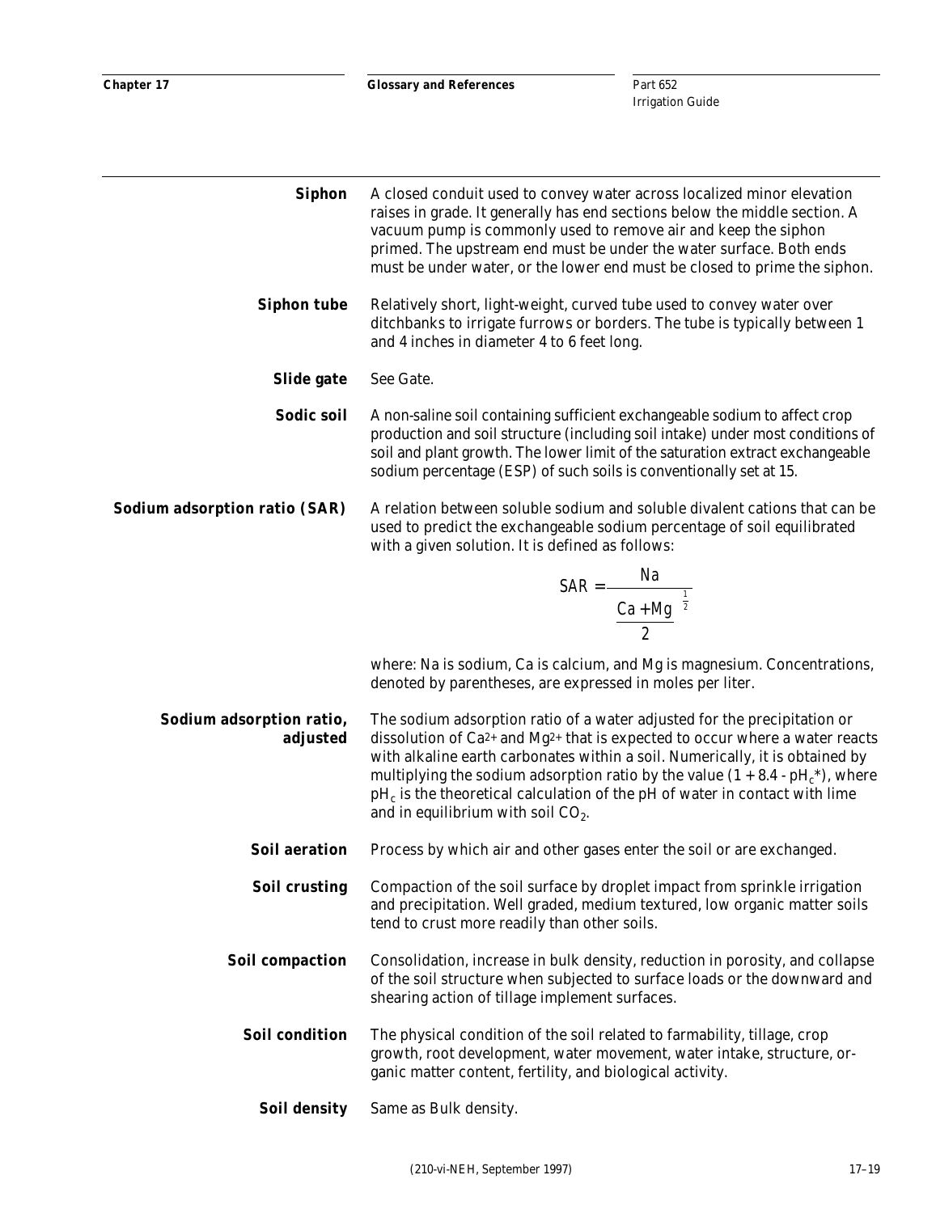**Siphon** A closed conduit used to convey water across localized minor elevation raises in grade. It generally has end sections below the middle section. A vacuum pump is commonly used to remove air and keep the siphon primed. The upstream end must be under the water surface. Both ends must be under water, or the lower end must be closed to prime the siphon.

**Siphon tube** Relatively short, light-weight, curved tube used to convey water over ditchbanks to irrigate furrows or borders. The tube is typically between 1 and 4 inches in diameter 4 to 6 feet long.

**Slide gate** See Gate.

**Sodic soil** A non-saline soil containing sufficient exchangeable sodium to affect crop production and soil structure (including soil intake) under most conditions of soil and plant growth. The lower limit of the saturation extract exchangeable sodium percentage (ESP) of such soils is conventionally set at 15.

**Sodium adsorption ratio (SAR)** A relation between soluble sodium and soluble divalent cations that can be used to predict the exchangeable sodium percentage of soil equilibrated with a given solution. It is defined as follows:

$$SAR = \frac{Na}{\left(\frac{Ca + Mg}{2}\right)^{\frac{1}{2}}}$$

where: Na is sodium, Ca is calcium, and Mg is magnesium. Concentrations, denoted by parentheses, are expressed in moles per liter.

**Sodium adsorption ratio, adjusted** The sodium adsorption ratio of a water adjusted for the precipitation or dissolution of $Ca^{2+}$ and $Mg^{2+}$ that is expected to occur where a water reacts with alkaline earth carbonates within a soil. Numerically, it is obtained by multiplying the sodium adsorption ratio by the value $(1 + 8.4 - pH_c*)$, where $pH_c$ is the theoretical calculation of the pH of water in contact with lime and in equilibrium with soil $CO_2$.

**Soil aeration** Process by which air and other gases enter the soil or are exchanged.

**Soil crusting** Compaction of the soil surface by droplet impact from sprinkle irrigation and precipitation. Well graded, medium textured, low organic matter soils tend to crust more readily than other soils.

**Soil compaction** Consolidation, increase in bulk density, reduction in porosity, and collapse of the soil structure when subjected to surface loads or the downward and shearing action of tillage implement surfaces.

**Soil condition** The physical condition of the soil related to farmability, tillage, crop growth, root development, water movement, water intake, structure, organic matter content, fertility, and biological activity.

**Soil density** Same as Bulk density.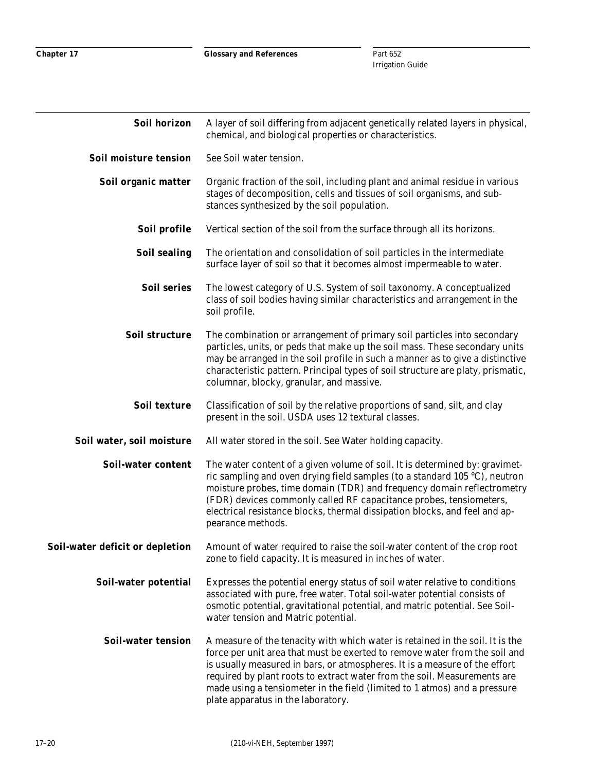**Soil horizon** A layer of soil differing from adjacent genetically related layers in physical, chemical, and biological properties or characteristics.

**Soil moisture tension** See Soil water tension.

**Soil organic matter** Organic fraction of the soil, including plant and animal residue in various stages of decomposition, cells and tissues of soil organisms, and substances synthesized by the soil population.

**Soil profile** Vertical section of the soil from the surface through all its horizons.

**Soil sealing** The orientation and consolidation of soil particles in the intermediate surface layer of soil so that it becomes almost impermeable to water.

**Soil series** The lowest category of U.S. System of soil taxonomy. A conceptualized class of soil bodies having similar characteristics and arrangement in the soil profile.

**Soil structure** The combination or arrangement of primary soil particles into secondary particles, units, or peds that make up the soil mass. These secondary units may be arranged in the soil profile in such a manner as to give a distinctive characteristic pattern. Principal types of soil structure are platy, prismatic, columnar, blocky, granular, and massive.

**Soil texture** Classification of soil by the relative proportions of sand, silt, and clay present in the soil. USDA uses 12 textural classes.

**Soil water, soil moisture** All water stored in the soil. See Water holding capacity.

**Soil-water content** The water content of a given volume of soil. It is determined by: gravimetric sampling and oven drying field samples (to a standard 105 °C), neutron moisture probes, time domain (TDR) and frequency domain reflectrometry (FDR) devices commonly called RF capacitance probes, tensiometers, electrical resistance blocks, thermal dissipation blocks, and feel and appearance methods.

**Soil-water deficit or depletion** Amount of water required to raise the soil-water content of the crop root zone to field capacity. It is measured in inches of water.

**Soil-water potential** Expresses the potential energy status of soil water relative to conditions associated with pure, free water. Total soil-water potential consists of osmotic potential, gravitational potential, and matric potential. See Soil-water tension and Matric potential.

**Soil-water tension** A measure of the tenacity with which water is retained in the soil. It is the force per unit area that must be exerted to remove water from the soil and is usually measured in bars, or atmospheres. It is a measure of the effort required by plant roots to extract water from the soil. Measurements are made using a tensiometer in the field (limited to 1 atmos) and a pressure plate apparatus in the laboratory.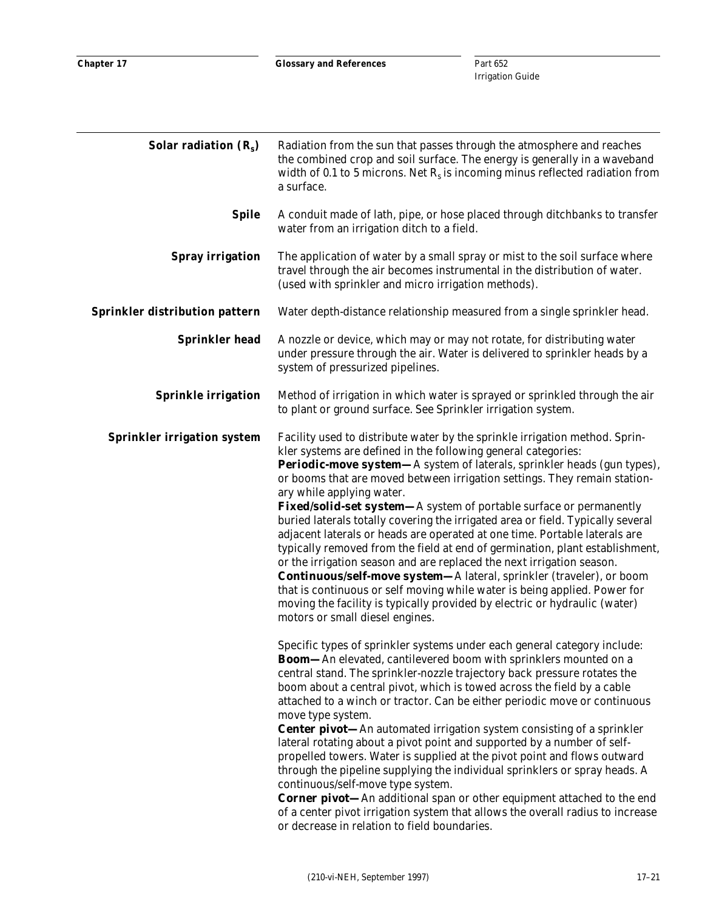**Solar radiation ($R_s$)** Radiation from the sun that passes through the atmosphere and reaches the combined crop and soil surface. The energy is generally in a waveband width of 0.1 to 5 microns. Net $R_s$ is incoming minus reflected radiation from a surface.

**Spile** A conduit made of lath, pipe, or hose placed through ditchbanks to transfer water from an irrigation ditch to a field.

**Spray irrigation** The application of water by a small spray or mist to the soil surface where travel through the air becomes instrumental in the distribution of water. (used with sprinkler and micro irrigation methods).

**Sprinkler distribution pattern** Water depth-distance relationship measured from a single sprinkler head.

**Sprinkler head** A nozzle or device, which may or may not rotate, for distributing water under pressure through the air. Water is delivered to sprinkler heads by a system of pressurized pipelines.

**Sprinkle irrigation** Method of irrigation in which water is sprayed or sprinkled through the air to plant or ground surface. See Sprinkler irrigation system.

**Sprinkler irrigation system** Facility used to distribute water by the sprinkle irrigation method. Sprinkler systems are defined in the following general categories:

**Periodic-move system—** A system of laterals, sprinkler heads (gun types), or booms that are moved between irrigation settings. They remain stationary while applying water.

**Fixed/solid-set system—** A system of portable surface or permanently buried laterals totally covering the irrigated area or field. Typically several adjacent laterals or heads are operated at one time. Portable laterals are typically removed from the field at end of germination, plant establishment, or the irrigation season and are replaced the next irrigation season.

**Continuous/self-move system—** A lateral, sprinkler (traveler), or boom that is continuous or self moving while water is being applied. Power for moving the facility is typically provided by electric or hydraulic (water) motors or small diesel engines.

Specific types of sprinkler systems under each general category include:

**Boom—** An elevated, cantilevered boom with sprinklers mounted on a central stand. The sprinkler-nozzle trajectory back pressure rotates the boom about a central pivot, which is towed across the field by a cable attached to a winch or tractor. Can be either periodic move or continuous move type system.

**Center pivot—** An automated irrigation system consisting of a sprinkler lateral rotating about a pivot point and supported by a number of self-propelled towers. Water is supplied at the pivot point and flows outward through the pipeline supplying the individual sprinklers or spray heads. A continuous/self-move type system.

**Corner pivot—** An additional span or other equipment attached to the end of a center pivot irrigation system that allows the overall radius to increase or decrease in relation to field boundaries.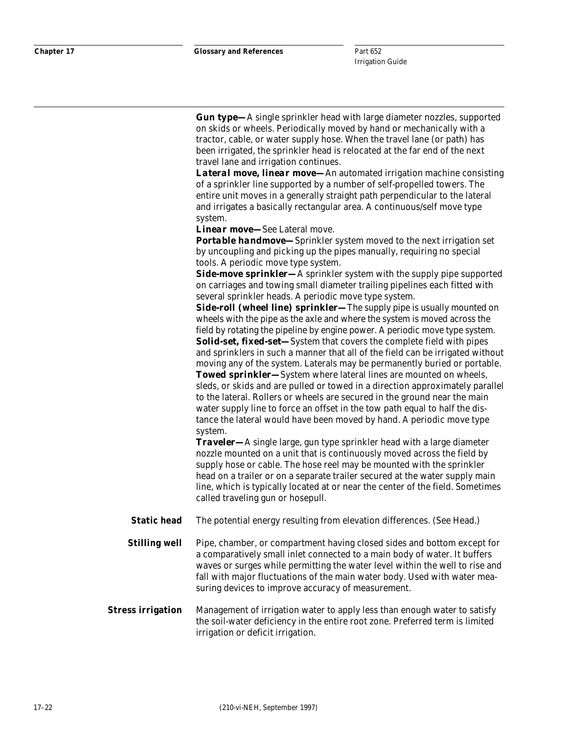**Gun type—**A single sprinkler head with large diameter nozzles, supported on skids or wheels. Periodically moved by hand or mechanically with a tractor, cable, or water supply hose. When the travel lane (or path) has been irrigated, the sprinkler head is relocated at the far end of the next travel lane and irrigation continues.

***Lateral move, linear move—***An automated irrigation machine consisting of a sprinkler line supported by a number of self-propelled towers. The entire unit moves in a generally straight path perpendicular to the lateral and irrigates a basically rectangular area. A continuous/self move type system.

***Linear move—***See Lateral move.

***Portable handmove—***Sprinkler system moved to the next irrigation set by uncoupling and picking up the pipes manually, requiring no special tools. A periodic move type system.

**Side-move sprinkler—**A sprinkler system with the supply pipe supported on carriages and towing small diameter trailing pipelines each fitted with several sprinkler heads. A periodic move type system.

**Side-roll (wheel line) sprinkler—**The supply pipe is usually mounted on wheels with the pipe as the axle and where the system is moved across the field by rotating the pipeline by engine power. A periodic move type system.

**Solid-set, fixed-set—**System that covers the complete field with pipes and sprinklers in such a manner that all of the field can be irrigated without moving any of the system. Laterals may be permanently buried or portable.

**Towed sprinkler—**System where lateral lines are mounted on wheels, sleds, or skids and are pulled or towed in a direction approximately parallel to the lateral. Rollers or wheels are secured in the ground near the main water supply line to force an offset in the tow path equal to half the distance the lateral would have been moved by hand. A periodic move type system.

***Traveler—***A single large, gun type sprinkler head with a large diameter nozzle mounted on a unit that is continuously moved across the field by supply hose or cable. The hose reel may be mounted with the sprinkler head on a trailer or on a separate trailer secured at the water supply main line, which is typically located at or near the center of the field. Sometimes called traveling gun or hosepull.

**Static head** The potential energy resulting from elevation differences. (See Head.)

**Stilling well** Pipe, chamber, or compartment having closed sides and bottom except for a comparatively small inlet connected to a main body of water. It buffers waves or surges while permitting the water level within the well to rise and fall with major fluctuations of the main water body. Used with water measuring devices to improve accuracy of measurement.

**Stress irrigation** Management of irrigation water to apply less than enough water to satisfy the soil-water deficiency in the entire root zone. Preferred term is limited irrigation or deficit irrigation.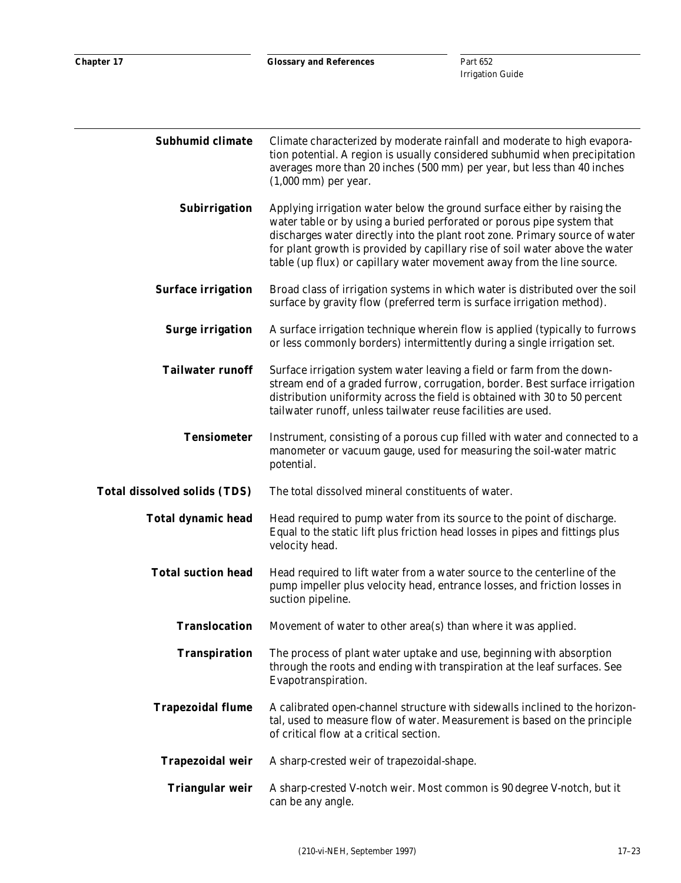**Subhumid climate** Climate characterized by moderate rainfall and moderate to high evaporation potential. A region is usually considered subhumid when precipitation averages more than 20 inches (500 mm) per year, but less than 40 inches (1,000 mm) per year.

**Subirrigation** Applying irrigation water below the ground surface either by raising the water table or by using a buried perforated or porous pipe system that discharges water directly into the plant root zone. Primary source of water for plant growth is provided by capillary rise of soil water above the water table (up flux) or capillary water movement away from the line source.

**Surface irrigation** Broad class of irrigation systems in which water is distributed over the soil surface by gravity flow (preferred term is surface irrigation method).

**Surge irrigation** A surface irrigation technique wherein flow is applied (typically to furrows or less commonly borders) intermittently during a single irrigation set.

**Tailwater runoff** Surface irrigation system water leaving a field or farm from the downstream end of a graded furrow, corrugation, border. Best surface irrigation distribution uniformity across the field is obtained with 30 to 50 percent tailwater runoff, unless tailwater reuse facilities are used.

**Tensiometer** Instrument, consisting of a porous cup filled with water and connected to a manometer or vacuum gauge, used for measuring the soil-water matric potential.

**Total dissolved solids (TDS)** The total dissolved mineral constituents of water.

**Total dynamic head** Head required to pump water from its source to the point of discharge. Equal to the static lift plus friction head losses in pipes and fittings plus velocity head.

**Total suction head** Head required to lift water from a water source to the centerline of the pump impeller plus velocity head, entrance losses, and friction losses in suction pipeline.

**Translocation** Movement of water to other area(s) than where it was applied.

**Transpiration** The process of plant water uptake and use, beginning with absorption through the roots and ending with transpiration at the leaf surfaces. See Evapotranspiration.

**Trapezoidal flume** A calibrated open-channel structure with sidewalls inclined to the horizontal, used to measure flow of water. Measurement is based on the principle of critical flow at a critical section.

**Trapezoidal weir** A sharp-crested weir of trapezoidal-shape.

**Triangular weir** A sharp-crested V-notch weir. Most common is 90 degree V-notch, but it can be any angle.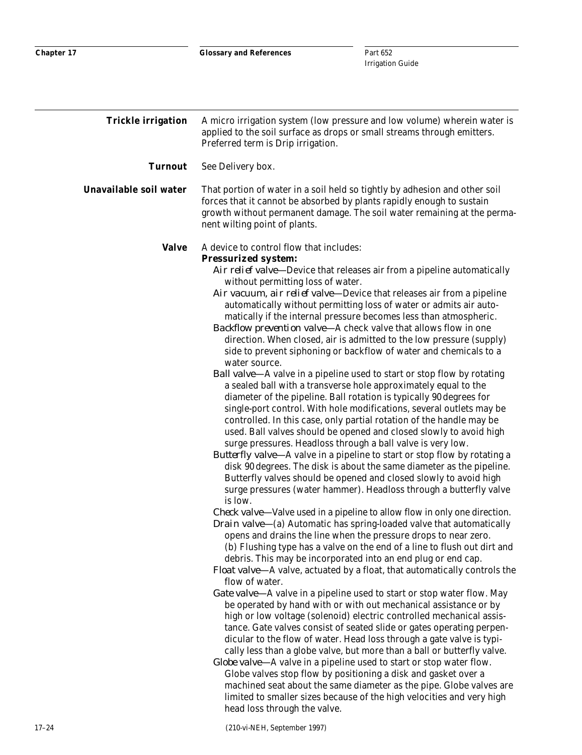**Trickle irrigation** A micro irrigation system (low pressure and low volume) wherein water is applied to the soil surface as drops or small streams through emitters. Preferred term is Drip irrigation.

**Turnout** See Delivery box.

**Unavailable soil water** That portion of water in a soil held so tightly by adhesion and other soil forces that it cannot be absorbed by plants rapidly enough to sustain growth without permanent damage. The soil water remaining at the permanent wilting point of plants.

**Valve** A device to control flow that includes:

**Pressurized system:**

*Air relief valve*—Device that releases air from a pipeline automatically without permitting loss of water.

*Air vacuum, air relief valve*—Device that releases air from a pipeline automatically without permitting loss of water or admits air automatically if the internal pressure becomes less than atmospheric.

*Backflow prevention valve*—A check valve that allows flow in one direction. When closed, air is admitted to the low pressure (supply) side to prevent siphoning or backflow of water and chemicals to a water source.

*Ball valve*—A valve in a pipeline used to start or stop flow by rotating a sealed ball with a transverse hole approximately equal to the diameter of the pipeline. Ball rotation is typically 90 degrees for single-port control. With hole modifications, several outlets may be controlled. In this case, only partial rotation of the handle may be used. Ball valves should be opened and closed slowly to avoid high surge pressures. Headloss through a ball valve is very low.

*Butterfly valve*—A valve in a pipeline to start or stop flow by rotating a disk 90 degrees. The disk is about the same diameter as the pipeline. Butterfly valves should be opened and closed slowly to avoid high surge pressures (water hammer). Headloss through a butterfly valve is low.

*Check valve*—Valve used in a pipeline to allow flow in only one direction.

*Drain valve*—(a) Automatic has spring-loaded valve that automatically opens and drains the line when the pressure drops to near zero. (b) Flushing type has a valve on the end of a line to flush out dirt and debris. This may be incorporated into an end plug or end cap.

*Float valve*—A valve, actuated by a float, that automatically controls the flow of water.

*Gate valve*—A valve in a pipeline used to start or stop water flow. May be operated by hand with or with out mechanical assistance or by high or low voltage (solenoid) electric controlled mechanical assistance. Gate valves consist of seated slide or gates operating perpendicular to the flow of water. Head loss through a gate valve is typically less than a globe valve, but more than a ball or butterfly valve.

*Globe valve*—A valve in a pipeline used to start or stop water flow. Globe valves stop flow by positioning a disk and gasket over a machined seat about the same diameter as the pipe. Globe valves are limited to smaller sizes because of the high velocities and very high head loss through the valve.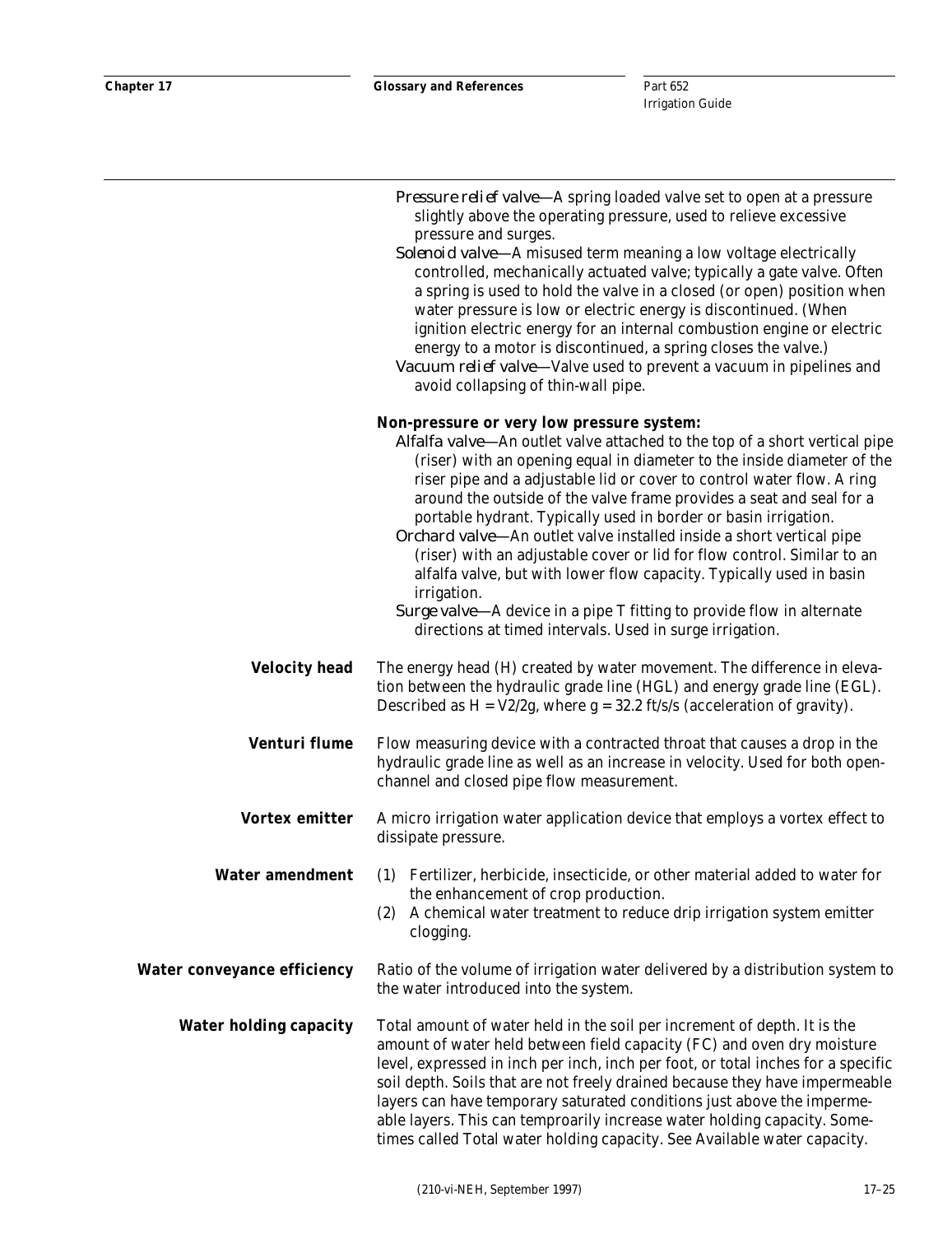*Pressure relief valve*—A spring loaded valve set to open at a pressure slightly above the operating pressure, used to relieve excessive pressure and surges.

*Solenoid valve*—A misused term meaning a low voltage electrically controlled, mechanically actuated valve; typically a gate valve. Often a spring is used to hold the valve in a closed (or open) position when water pressure is low or electric energy is discontinued. (When ignition electric energy for an internal combustion engine or electric energy to a motor is discontinued, a spring closes the valve.)

*Vacuum relief valve*—Valve used to prevent a vacuum in pipelines and avoid collapsing of thin-wall pipe.

**Non-pressure or very low pressure system:**

*Alfalfa valve*—An outlet valve attached to the top of a short vertical pipe (riser) with an opening equal in diameter to the inside diameter of the riser pipe and a adjustable lid or cover to control water flow. A ring around the outside of the valve frame provides a seat and seal for a portable hydrant. Typically used in border or basin irrigation.

*Orchard valve*—An outlet valve installed inside a short vertical pipe (riser) with an adjustable cover or lid for flow control. Similar to an alfalfa valve, but with lower flow capacity. Typically used in basin irrigation.

*Surge valve*—A device in a pipe T fitting to provide flow in alternate directions at timed intervals. Used in surge irrigation.

**Velocity head** The energy head (H) created by water movement. The difference in elevation between the hydraulic grade line (HGL) and energy grade line (EGL). Described as H = V2/2g, where g = 32.2 ft/s/s (acceleration of gravity).

**Venturi flume** Flow measuring device with a contracted throat that causes a drop in the hydraulic grade line as well as an increase in velocity. Used for both open-channel and closed pipe flow measurement.

**Vortex emitter** A micro irrigation water application device that employs a vortex effect to dissipate pressure.

**Water amendment**
(1) Fertilizer, herbicide, insecticide, or other material added to water for the enhancement of crop production.
(2) A chemical water treatment to reduce drip irrigation system emitter clogging.

**Water conveyance efficiency** Ratio of the volume of irrigation water delivered by a distribution system to the water introduced into the system.

**Water holding capacity** Total amount of water held in the soil per increment of depth. It is the amount of water held between field capacity (FC) and oven dry moisture level, expressed in inch per inch, inch per foot, or total inches for a specific soil depth. Soils that are not freely drained because they have impermeable layers can have temporary saturated conditions just above the impermeable layers. This can temproarily increase water holding capacity. Sometimes called Total water holding capacity. See Available water capacity.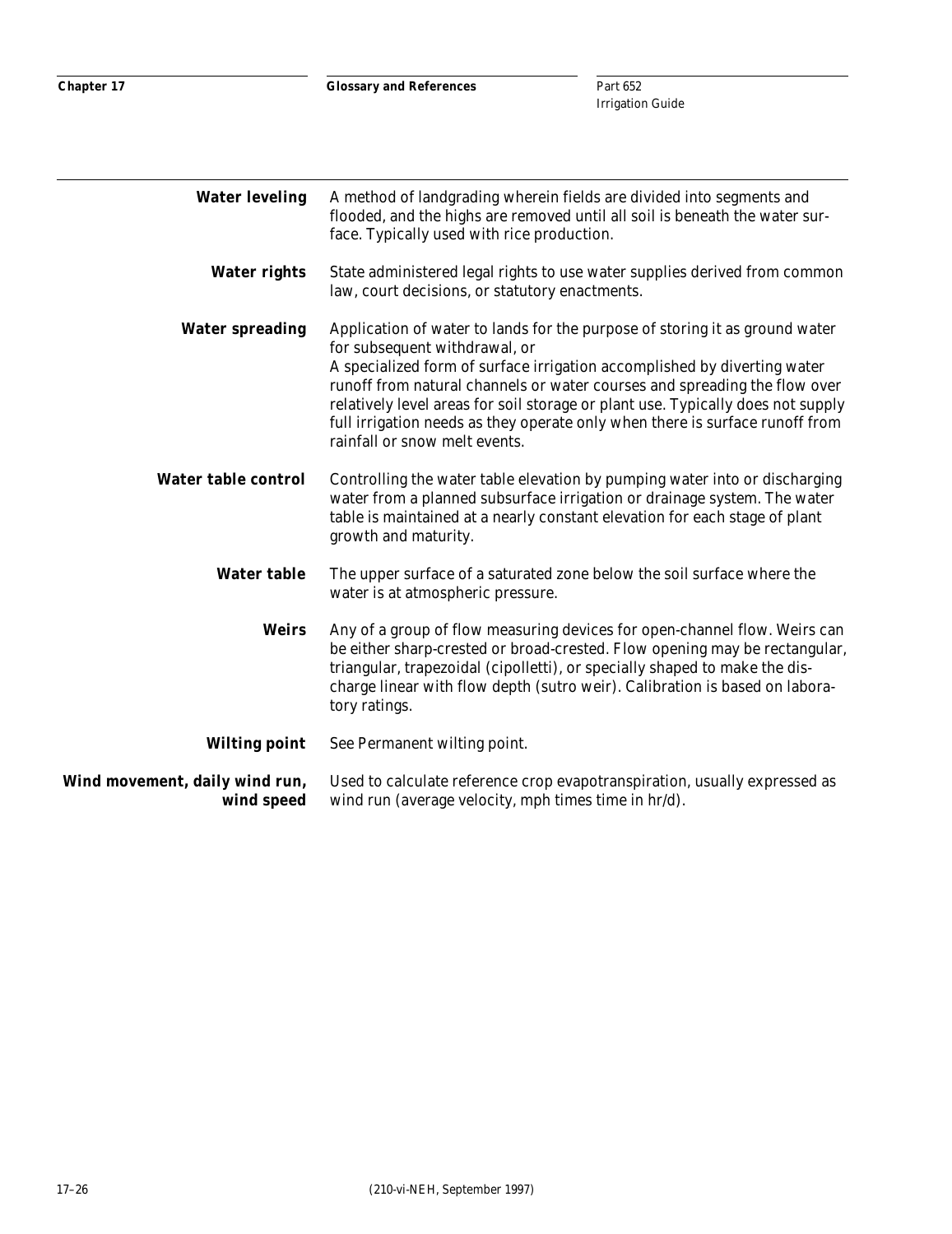**Water leveling** A method of landgrading wherein fields are divided into segments and flooded, and the highs are removed until all soil is beneath the water surface. Typically used with rice production.

**Water rights** State administered legal rights to use water supplies derived from common law, court decisions, or statutory enactments.

**Water spreading** Application of water to lands for the purpose of storing it as ground water for subsequent withdrawal, or
A specialized form of surface irrigation accomplished by diverting water runoff from natural channels or water courses and spreading the flow over relatively level areas for soil storage or plant use. Typically does not supply full irrigation needs as they operate only when there is surface runoff from rainfall or snow melt events.

**Water table control** Controlling the water table elevation by pumping water into or discharging water from a planned subsurface irrigation or drainage system. The water table is maintained at a nearly constant elevation for each stage of plant growth and maturity.

**Water table** The upper surface of a saturated zone below the soil surface where the water is at atmospheric pressure.

**Weirs** Any of a group of flow measuring devices for open-channel flow. Weirs can be either sharp-crested or broad-crested. Flow opening may be rectangular, triangular, trapezoidal (cipolletti), or specially shaped to make the discharge linear with flow depth (sutro weir). Calibration is based on laboratory ratings.

**Wilting point** See Permanent wilting point.

**Wind movement, daily wind run, wind speed** Used to calculate reference crop evapotranspiration, usually expressed as wind run (average velocity, mph times time in hr/d).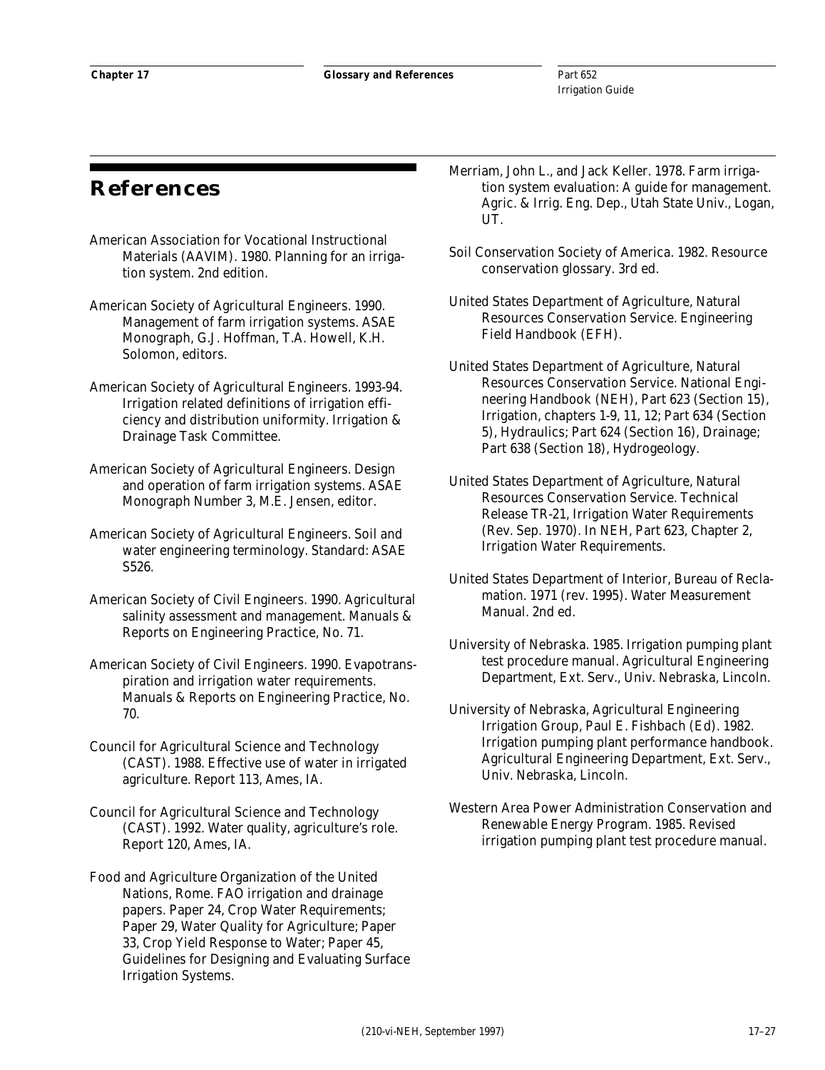# References

American Association for Vocational Instructional Materials (AAVIM). 1980. Planning for an irrigation system. 2nd edition.

American Society of Agricultural Engineers. 1990. Management of farm irrigation systems. ASAE Monograph, G.J. Hoffman, T.A. Howell, K.H. Solomon, editors.

American Society of Agricultural Engineers. 1993-94. Irrigation related definitions of irrigation efficiency and distribution uniformity. Irrigation & Drainage Task Committee.

American Society of Agricultural Engineers. Design and operation of farm irrigation systems. ASAE Monograph Number 3, M.E. Jensen, editor.

American Society of Agricultural Engineers. Soil and water engineering terminology. Standard: ASAE S526.

American Society of Civil Engineers. 1990. Agricultural salinity assessment and management. Manuals & Reports on Engineering Practice, No. 71.

American Society of Civil Engineers. 1990. Evapotranspiration and irrigation water requirements. Manuals & Reports on Engineering Practice, No. 70.

Council for Agricultural Science and Technology (CAST). 1988. Effective use of water in irrigated agriculture. Report 113, Ames, IA.

Council for Agricultural Science and Technology (CAST). 1992. Water quality, agriculture's role. Report 120, Ames, IA.

Food and Agriculture Organization of the United Nations, Rome. FAO irrigation and drainage papers. Paper 24, Crop Water Requirements; Paper 29, Water Quality for Agriculture; Paper 33, Crop Yield Response to Water; Paper 45, Guidelines for Designing and Evaluating Surface Irrigation Systems.

Merriam, John L., and Jack Keller. 1978. Farm irrigation system evaluation: A guide for management. Agric. & Irrig. Eng. Dep., Utah State Univ., Logan, UT.

Soil Conservation Society of America. 1982. Resource conservation glossary. 3rd ed.

United States Department of Agriculture, Natural Resources Conservation Service. Engineering Field Handbook (EFH).

United States Department of Agriculture, Natural Resources Conservation Service. National Engineering Handbook (NEH), Part 623 (Section 15), Irrigation, chapters 1-9, 11, 12; Part 634 (Section 5), Hydraulics; Part 624 (Section 16), Drainage; Part 638 (Section 18), Hydrogeology.

United States Department of Agriculture, Natural Resources Conservation Service. Technical Release TR-21, Irrigation Water Requirements (Rev. Sep. 1970). In NEH, Part 623, Chapter 2, Irrigation Water Requirements.

United States Department of Interior, Bureau of Reclamation. 1971 (rev. 1995). Water Measurement Manual. 2nd ed.

University of Nebraska. 1985. Irrigation pumping plant test procedure manual. Agricultural Engineering Department, Ext. Serv., Univ. Nebraska, Lincoln.

University of Nebraska, Agricultural Engineering Irrigation Group, Paul E. Fishbach (Ed). 1982. Irrigation pumping plant performance handbook. Agricultural Engineering Department, Ext. Serv., Univ. Nebraska, Lincoln.

Western Area Power Administration Conservation and Renewable Energy Program. 1985. Revised irrigation pumping plant test procedure manual.